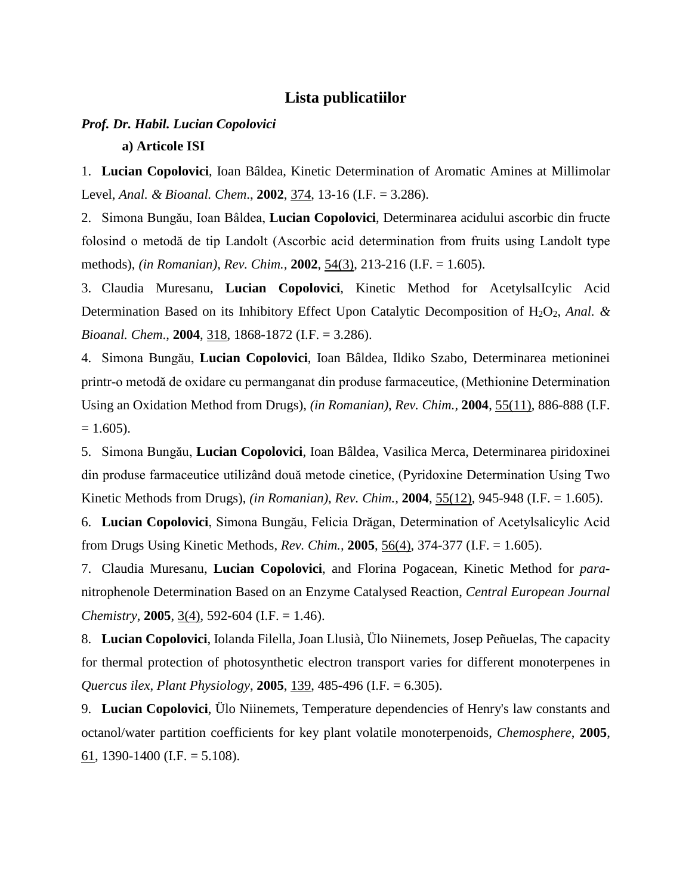# Lista publicatiilor

***Prof. Dr. Habil. Lucian Copolovici***

**a) Articole ISI**

1. **Lucian Copolovici**, Ioan Bâldea, Kinetic Determination of Aromatic Amines at Millimolar Level, *Anal. & Bioanal. Chem*., **2002**, 374, 13-16 (I.F. = 3.286).

2. Simona Bungău, Ioan Bâldea, **Lucian Copolovici**, Determinarea acidului ascorbic din fructe folosind o metodă de tip Landolt (Ascorbic acid determination from fruits using Landolt type methods), *(in Romanian)*, *Rev. Chim.*, **2002**, 54(3), 213-216 (I.F. = 1.605).

3. Claudia Muresanu, **Lucian Copolovici**, Kinetic Method for AcetylsalIcylic Acid Determination Based on its Inhibitory Effect Upon Catalytic Decomposition of $H_2O_2$, *Anal. & Bioanal. Chem*., **2004**, 318, 1868-1872 (I.F. = 3.286).

4. Simona Bungău, **Lucian Copolovici**, Ioan Bâldea, Ildiko Szabo, Determinarea metioninei printr-o metodă de oxidare cu permanganat din produse farmaceutice, (Methionine Determination Using an Oxidation Method from Drugs), *(in Romanian)*, *Rev. Chim.,* **2004**, 55(11), 886-888 (I.F. = 1.605).

5. Simona Bungău, **Lucian Copolovici**, Ioan Bâldea, Vasilica Merca, Determinarea piridoxinei din produse farmaceutice utilizând două metode cinetice, (Pyridoxine Determination Using Two Kinetic Methods from Drugs), *(in Romanian)*, *Rev. Chim.,* **2004**, 55(12), 945-948 (I.F. = 1.605).

6. **Lucian Copolovici**, Simona Bungău, Felicia Drăgan, Determination of Acetylsalicylic Acid from Drugs Using Kinetic Methods, *Rev. Chim.*, **2005**, 56(4), 374-377 (I.F. = 1.605).

7. Claudia Muresanu, **Lucian Copolovici**, and Florina Pogacean, Kinetic Method for *para*-nitrophenole Determination Based on an Enzyme Catalysed Reaction, *Central European Journal Chemistry*, **2005**, 3(4), 592-604 (I.F. = 1.46).

8. **Lucian Copolovici**, Iolanda Filella, Joan Llusià, Ülo Niinemets, Josep Peñuelas, The capacity for thermal protection of photosynthetic electron transport varies for different monoterpenes in *Quercus ilex*, *Plant Physiology*, **2005**, 139, 485-496 (I.F. = 6.305).

9. **Lucian Copolovici**, Ülo Niinemets, Temperature dependencies of Henry's law constants and octanol/water partition coefficients for key plant volatile monoterpenoids, *Chemosphere*, **2005**, 61, 1390-1400 (I.F. = 5.108).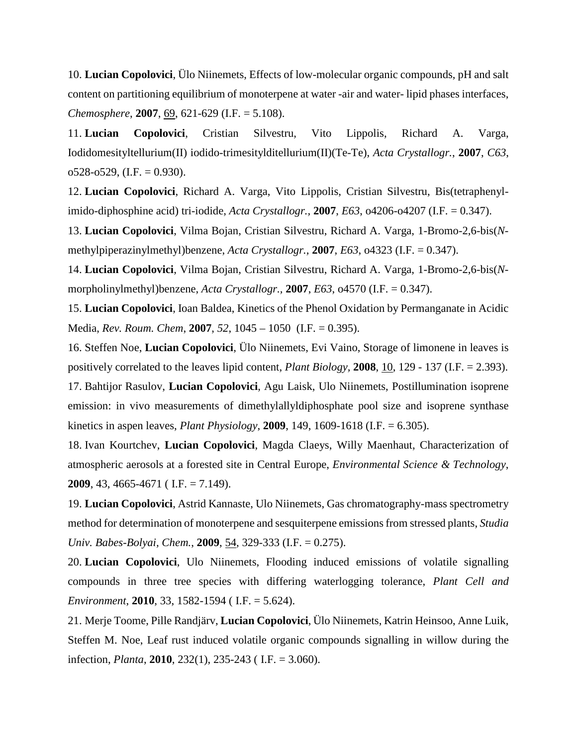10. **Lucian Copolovici**, Ülo Niinemets, Effects of low-molecular organic compounds, pH and salt content on partitioning equilibrium of monoterpene at water -air and water- lipid phases interfaces, *Chemosphere*, **2007**, 69, 621-629 (I.F. = 5.108).

11. **Lucian Copolovici**, Cristian Silvestru, Vito Lippolis, Richard A. Varga, Iodidomesityltellurium(II) iodido-trimesitylditellurium(II)(Te-Te), *Acta Crystallogr.*, **2007**, *C63*, o528-o529, (I.F. = 0.930).

12. **Lucian Copolovici**, Richard A. Varga, Vito Lippolis, Cristian Silvestru, Bis(tetraphenyl-imido-diphosphine acid) tri-iodide, *Acta Crystallogr.*, **2007**, *E63*, o4206-o4207 (I.F. = 0.347).

13. **Lucian Copolovici**, Vilma Bojan, Cristian Silvestru, Richard A. Varga, 1-Bromo-2,6-bis(*N*-methylpiperazinylmethyl)benzene, *Acta Crystallogr.*, **2007**, *E63*, o4323 (I.F. = 0.347).

14. **Lucian Copolovici**, Vilma Bojan, Cristian Silvestru, Richard A. Varga, 1-Bromo-2,6-bis(*N*-morpholinylmethyl)benzene, *Acta Crystallogr.*, **2007**, *E63*, o4570 (I.F. = 0.347).

15. **Lucian Copolovici**, Ioan Baldea, Kinetics of the Phenol Oxidation by Permanganate in Acidic Media, *Rev. Roum. Chem*, **2007**, *52*, 1045 – 1050 (I.F. = 0.395).

16. Steffen Noe, **Lucian Copolovici**, Ülo Niinemets, Evi Vaino, Storage of limonene in leaves is positively correlated to the leaves lipid content, *Plant Biology*, **2008**, 10, 129 - 137 (I.F. = 2.393).

17. Bahtijor Rasulov, **Lucian Copolovici**, Agu Laisk, Ulo Niinemets, Postillumination isoprene emission: in vivo measurements of dimethylallyldiphosphate pool size and isoprene synthase kinetics in aspen leaves, *Plant Physiology*, **2009**, 149, 1609-1618 (I.F. = 6.305).

18. Ivan Kourtchev, **Lucian Copolovici**, Magda Claeys, Willy Maenhaut, Characterization of atmospheric aerosols at a forested site in Central Europe, *Environmental Science & Technology*, **2009**, 43, 4665-4671 ( I.F. = 7.149).

19. **Lucian Copolovici**, Astrid Kannaste, Ulo Niinemets, Gas chromatography-mass spectrometry method for determination of monoterpene and sesquiterpene emissions from stressed plants, *Studia Univ. Babes-Bolyai, Chem.*, **2009**, 54, 329-333 (I.F. = 0.275).

20. **Lucian Copolovici**, Ulo Niinemets, Flooding induced emissions of volatile signalling compounds in three tree species with differing waterlogging tolerance, *Plant Cell and Environment*, **2010**, 33, 1582-1594 ( I.F. = 5.624).

21. Merje Toome, Pille Randjärv, **Lucian Copolovici**, Ülo Niinemets, Katrin Heinsoo, Anne Luik, Steffen M. Noe, Leaf rust induced volatile organic compounds signalling in willow during the infection, *Planta*, **2010**, 232(1), 235-243 ( I.F. = 3.060).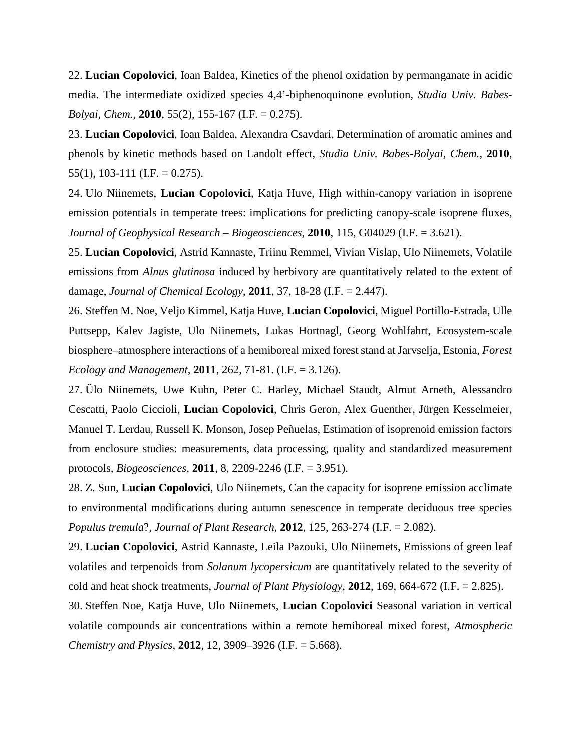22. **Lucian Copolovici**, Ioan Baldea, Kinetics of the phenol oxidation by permanganate in acidic media. The intermediate oxidized species 4,4'-biphenoquinone evolution, *Studia Univ. Babes-Bolyai, Chem.*, **2010**, 55(2), 155-167 (I.F. = 0.275).

23. **Lucian Copolovici**, Ioan Baldea, Alexandra Csavdari, Determination of aromatic amines and phenols by kinetic methods based on Landolt effect, *Studia Univ. Babes-Bolyai, Chem.*, **2010**, 55(1), 103-111 (I.F. = 0.275).

24. Ulo Niinemets, **Lucian Copolovici**, Katja Huve, High within-canopy variation in isoprene emission potentials in temperate trees: implications for predicting canopy-scale isoprene fluxes, *Journal of Geophysical Research – Biogeosciences*, **2010**, 115, G04029 (I.F. = 3.621).

25. **Lucian Copolovici**, Astrid Kannaste, Triinu Remmel, Vivian Vislap, Ulo Niinemets, Volatile emissions from *Alnus glutinosa* induced by herbivory are quantitatively related to the extent of damage, *Journal of Chemical Ecology*, **2011**, 37, 18-28 (I.F. = 2.447).

26. Steffen M. Noe, Veljo Kimmel, Katja Huve, **Lucian Copolovici**, Miguel Portillo-Estrada, Ulle Puttsepp, Kalev Jagiste, Ulo Niinemets, Lukas Hortnagl, Georg Wohlfahrt, Ecosystem-scale biosphere–atmosphere interactions of a hemiboreal mixed forest stand at Jarvselja, Estonia, *Forest Ecology and Management*, **2011**, 262, 71-81. (I.F. = 3.126).

27. Ülo Niinemets, Uwe Kuhn, Peter C. Harley, Michael Staudt, Almut Arneth, Alessandro Cescatti, Paolo Ciccioli, **Lucian Copolovici**, Chris Geron, Alex Guenther, Jürgen Kesselmeier, Manuel T. Lerdau, Russell K. Monson, Josep Peñuelas, Estimation of isoprenoid emission factors from enclosure studies: measurements, data processing, quality and standardized measurement protocols, *Biogeosciences*, **2011**, 8, 2209-2246 (I.F. = 3.951).

28. Z. Sun, **Lucian Copolovici**, Ulo Niinemets, Can the capacity for isoprene emission acclimate to environmental modifications during autumn senescence in temperate deciduous tree species *Populus tremula*?, *Journal of Plant Research*, **2012**, 125, 263-274 (I.F. = 2.082).

29. **Lucian Copolovici**, Astrid Kannaste, Leila Pazouki, Ulo Niinemets, Emissions of green leaf volatiles and terpenoids from *Solanum lycopersicum* are quantitatively related to the severity of cold and heat shock treatments, *Journal of Plant Physiology*, **2012**, 169, 664-672 (I.F. = 2.825).

30. Steffen Noe, Katja Huve, Ulo Niinemets, **Lucian Copolovici** Seasonal variation in vertical volatile compounds air concentrations within a remote hemiboreal mixed forest, *Atmospheric Chemistry and Physics*, **2012**, 12, 3909–3926 (I.F. = 5.668).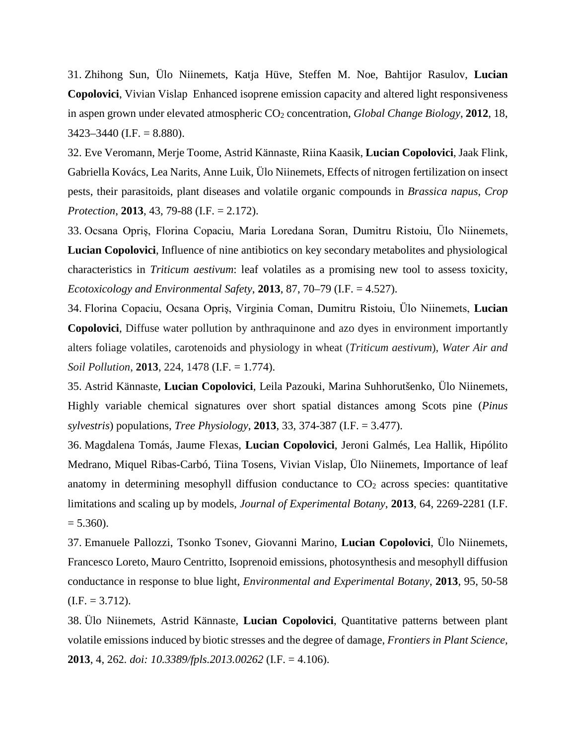31. Zhihong Sun, Ülo Niinemets, Katja Hüve, Steffen M. Noe, Bahtijor Rasulov, **Lucian Copolovici**, Vivian Vislap Enhanced isoprene emission capacity and altered light responsiveness in aspen grown under elevated atmospheric $CO_2$ concentration, *Global Change Biology*, **2012**, 18, 3423–3440 (I.F. = 8.880).

32. Eve Veromann, Merje Toome, Astrid Kännaste, Riina Kaasik, **Lucian Copolovici**, Jaak Flink, Gabriella Kovács, Lea Narits, Anne Luik, Ülo Niinemets, Effects of nitrogen fertilization on insect pests, their parasitoids, plant diseases and volatile organic compounds in *Brassica napus*, *Crop Protection*, **2013**, 43, 79-88 (I.F. = 2.172).

33. Ocsana Opriş, Florina Copaciu, Maria Loredana Soran, Dumitru Ristoiu, Ülo Niinemets, **Lucian Copolovici**, Influence of nine antibiotics on key secondary metabolites and physiological characteristics in *Triticum aestivum*: leaf volatiles as a promising new tool to assess toxicity, *Ecotoxicology and Environmental Safety*, **2013**, 87, 70–79 (I.F. = 4.527).

34. Florina Copaciu, Ocsana Opriş, Virginia Coman, Dumitru Ristoiu, Ülo Niinemets, **Lucian Copolovici**, Diffuse water pollution by anthraquinone and azo dyes in environment importantly alters foliage volatiles, carotenoids and physiology in wheat (*Triticum aestivum*), *Water Air and Soil Pollution*, **2013**, 224, 1478 (I.F. = 1.774).

35. Astrid Kännaste, **Lucian Copolovici**, Leila Pazouki, Marina Suhhorutšenko, Ülo Niinemets, Highly variable chemical signatures over short spatial distances among Scots pine (*Pinus sylvestris*) populations, *Tree Physiology*, **2013**, 33, 374-387 (I.F. = 3.477).

36. Magdalena Tomás, Jaume Flexas, **Lucian Copolovici**, Jeroni Galmés, Lea Hallik, Hipólito Medrano, Miquel Ribas-Carbó, Tiina Tosens, Vivian Vislap, Ülo Niinemets, Importance of leaf anatomy in determining mesophyll diffusion conductance to $CO_2$ across species: quantitative limitations and scaling up by models, *Journal of Experimental Botany*, **2013**, 64, 2269-2281 (I.F. = 5.360).

37. Emanuele Pallozzi, Tsonko Tsonev, Giovanni Marino, **Lucian Copolovici**, Ülo Niinemets, Francesco Loreto, Mauro Centritto, Isoprenoid emissions, photosynthesis and mesophyll diffusion conductance in response to blue light, *Environmental and Experimental Botany*, **2013**, 95, 50-58 (I.F. = 3.712).

38. Ülo Niinemets, Astrid Kännaste, **Lucian Copolovici**, Quantitative patterns between plant volatile emissions induced by biotic stresses and the degree of damage, *Frontiers in Plant Science*, **2013**, 4, 262. *doi: 10.3389/fpls.2013.00262* (I.F. = 4.106).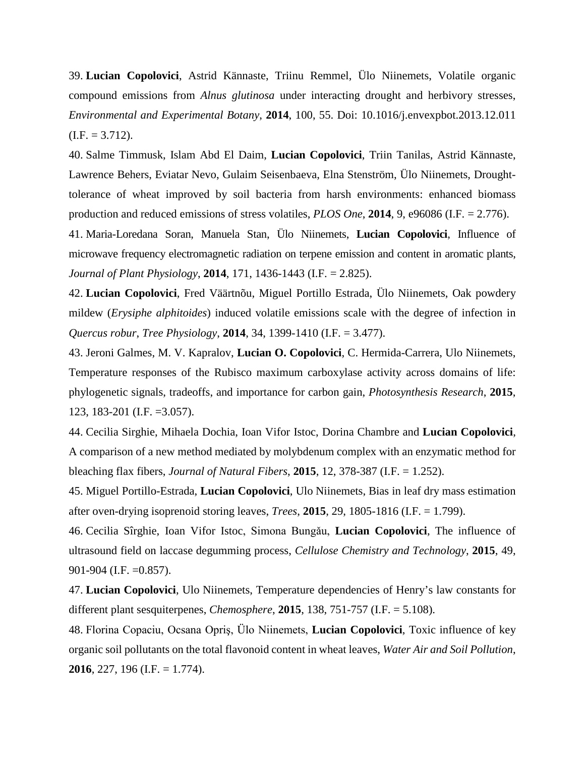39. **Lucian Copolovici**, Astrid Kännaste, Triinu Remmel, Ülo Niinemets, Volatile organic compound emissions from *Alnus glutinosa* under interacting drought and herbivory stresses, *Environmental and Experimental Botany*, **2014**, 100, 55. Doi: 10.1016/j.envexpbot.2013.12.011 (I.F. = 3.712).

40. Salme Timmusk, Islam Abd El Daim, **Lucian Copolovici**, Triin Tanilas, Astrid Kännaste, Lawrence Behers, Eviatar Nevo, Gulaim Seisenbaeva, Elna Stenström, Ülo Niinemets, Drought-tolerance of wheat improved by soil bacteria from harsh environments: enhanced biomass production and reduced emissions of stress volatiles, *PLOS One*, **2014**, 9, e96086 (I.F. = 2.776).

41. Maria-Loredana Soran, Manuela Stan, Ülo Niinemets, **Lucian Copolovici**, Influence of microwave frequency electromagnetic radiation on terpene emission and content in aromatic plants, *Journal of Plant Physiology*, **2014**, 171, 1436-1443 (I.F. = 2.825).

42. **Lucian Copolovici**, Fred Väärtnõu, Miguel Portillo Estrada, Ülo Niinemets, Oak powdery mildew (*Erysiphe alphitoides*) induced volatile emissions scale with the degree of infection in *Quercus robur*, *Tree Physiology*, **2014**, 34, 1399-1410 (I.F. = 3.477).

43. Jeroni Galmes, M. V. Kapralov, **Lucian O. Copolovici**, C. Hermida-Carrera, Ulo Niinemets, Temperature responses of the Rubisco maximum carboxylase activity across domains of life: phylogenetic signals, tradeoffs, and importance for carbon gain, *Photosynthesis Research*, **2015**, 123, 183-201 (I.F. =3.057).

44. Cecilia Sirghie, Mihaela Dochia, Ioan Vifor Istoc, Dorina Chambre and **Lucian Copolovici**, A comparison of a new method mediated by molybdenum complex with an enzymatic method for bleaching flax fibers, *Journal of Natural Fibers*, **2015**, 12, 378-387 (I.F. = 1.252).

45. Miguel Portillo-Estrada, **Lucian Copolovici**, Ulo Niinemets, Bias in leaf dry mass estimation after oven-drying isoprenoid storing leaves, *Trees*, **2015**, 29, 1805-1816 (I.F. = 1.799).

46. Cecilia Sîrghie, Ioan Vifor Istoc, Simona Bungău, **Lucian Copolovici**, The influence of ultrasound field on laccase degumming process, *Cellulose Chemistry and Technology*, **2015**, 49, 901-904 (I.F. =0.857).

47. **Lucian Copolovici**, Ulo Niinemets, Temperature dependencies of Henry's law constants for different plant sesquiterpenes, *Chemosphere*, **2015**, 138, 751-757 (I.F. = 5.108).

48. Florina Copaciu, Ocsana Opriş, Ülo Niinemets, **Lucian Copolovici**, Toxic influence of key organic soil pollutants on the total flavonoid content in wheat leaves, *Water Air and Soil Pollution*, **2016**, 227, 196 (I.F. = 1.774).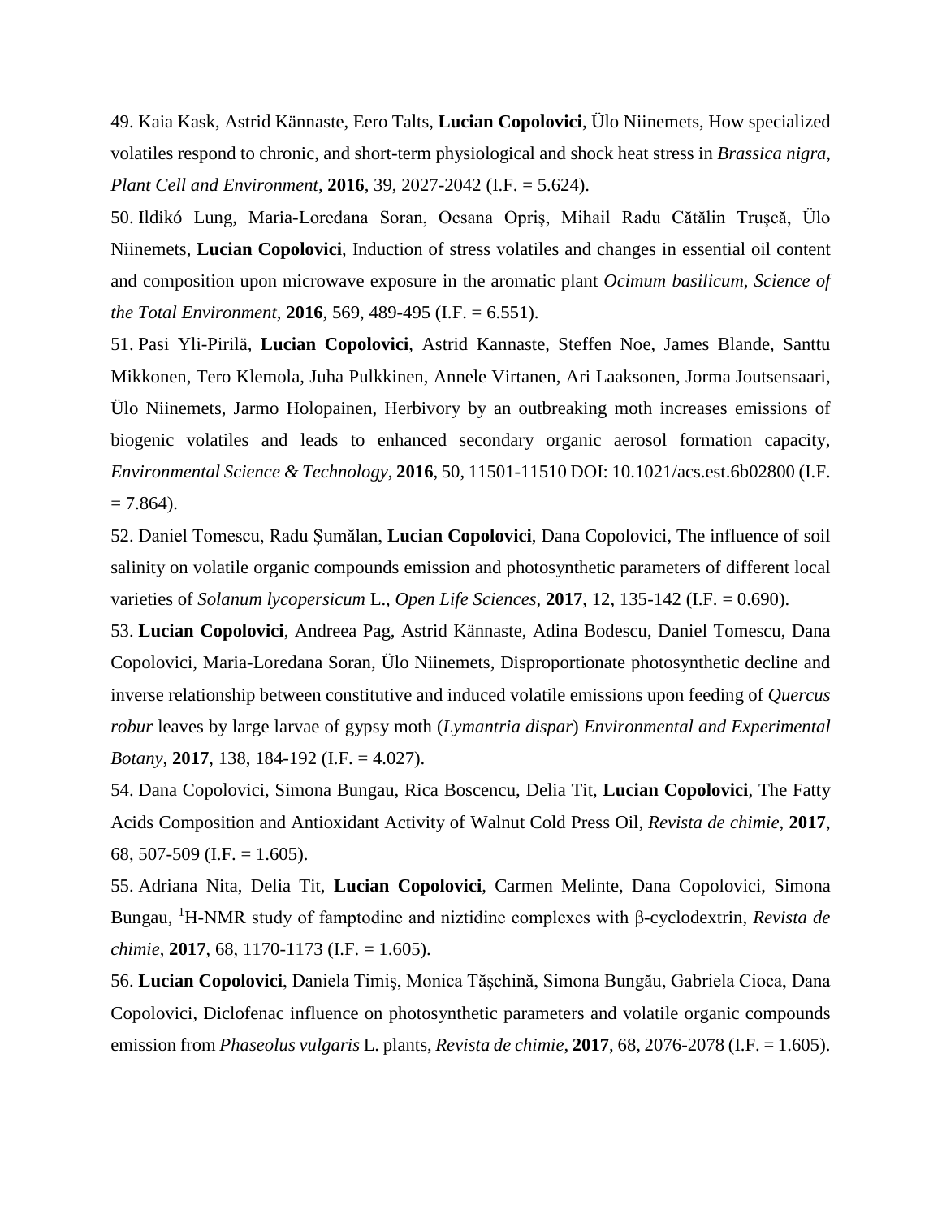49. Kaia Kask, Astrid Kännaste, Eero Talts, **Lucian Copolovici**, Ülo Niinemets, How specialized volatiles respond to chronic, and short-term physiological and shock heat stress in *Brassica nigra*, *Plant Cell and Environment*, **2016**, 39, 2027-2042 (I.F. = 5.624).

50. Ildikó Lung, Maria-Loredana Soran, Ocsana Opriş, Mihail Radu Cătălin Truşcă, Ülo Niinemets, **Lucian Copolovici**, Induction of stress volatiles and changes in essential oil content and composition upon microwave exposure in the aromatic plant *Ocimum basilicum*, *Science of the Total Environment*, **2016**, 569, 489-495 (I.F. = 6.551).

51. Pasi Yli-Pirilä, **Lucian Copolovici**, Astrid Kannaste, Steffen Noe, James Blande, Santtu Mikkonen, Tero Klemola, Juha Pulkkinen, Annele Virtanen, Ari Laaksonen, Jorma Joutsensaari, Ülo Niinemets, Jarmo Holopainen, Herbivory by an outbreaking moth increases emissions of biogenic volatiles and leads to enhanced secondary organic aerosol formation capacity, *Environmental Science & Technology*, **2016**, 50, 11501-11510 DOI: 10.1021/acs.est.6b02800 (I.F. = 7.864).

52. Daniel Tomescu, Radu Şumălan, **Lucian Copolovici**, Dana Copolovici, The influence of soil salinity on volatile organic compounds emission and photosynthetic parameters of different local varieties of *Solanum lycopersicum* L., *Open Life Sciences*, **2017**, 12, 135-142 (I.F. = 0.690).

53. **Lucian Copolovici**, Andreea Pag, Astrid Kännaste, Adina Bodescu, Daniel Tomescu, Dana Copolovici, Maria-Loredana Soran, Ülo Niinemets, Disproportionate photosynthetic decline and inverse relationship between constitutive and induced volatile emissions upon feeding of *Quercus robur* leaves by large larvae of gypsy moth (*Lymantria dispar*) *Environmental and Experimental Botany*, **2017**, 138, 184-192 (I.F. = 4.027).

54. Dana Copolovici, Simona Bungau, Rica Boscencu, Delia Tit, **Lucian Copolovici**, The Fatty Acids Composition and Antioxidant Activity of Walnut Cold Press Oil, *Revista de chimie*, **2017**, 68, 507-509 (I.F. = 1.605).

55. Adriana Nita, Delia Tit, **Lucian Copolovici**, Carmen Melinte, Dana Copolovici, Simona Bungau, $^{1}$H-NMR study of famptodine and niztidine complexes with β-cyclodextrin, *Revista de chimie*, **2017**, 68, 1170-1173 (I.F. = 1.605).

56. **Lucian Copolovici**, Daniela Timiş, Monica Tăşchină, Simona Bungău, Gabriela Cioca, Dana Copolovici, Diclofenac influence on photosynthetic parameters and volatile organic compounds emission from *Phaseolus vulgaris* L. plants, *Revista de chimie*, **2017**, 68, 2076-2078 (I.F. = 1.605).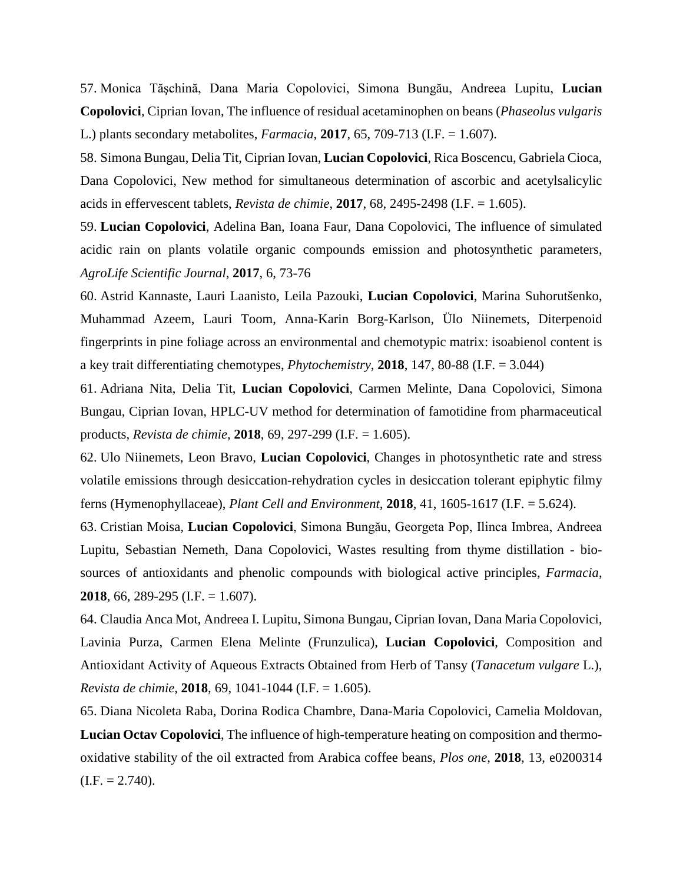57. Monica Tășchină, Dana Maria Copolovici, Simona Bungău, Andreea Lupitu, **Lucian Copolovici**, Ciprian Iovan, The influence of residual acetaminophen on beans (*Phaseolus vulgaris* L.) plants secondary metabolites, *Farmacia*, **2017**, 65, 709-713 (I.F. = 1.607).

58. Simona Bungau, Delia Tit, Ciprian Iovan, **Lucian Copolovici**, Rica Boscencu, Gabriela Cioca, Dana Copolovici, New method for simultaneous determination of ascorbic and acetylsalicylic acids in effervescent tablets, *Revista de chimie*, **2017**, 68, 2495-2498 (I.F. = 1.605).

59. **Lucian Copolovici**, Adelina Ban, Ioana Faur, Dana Copolovici, The influence of simulated acidic rain on plants volatile organic compounds emission and photosynthetic parameters, *AgroLife Scientific Journal*, **2017**, 6, 73-76

60. Astrid Kannaste, Lauri Laanisto, Leila Pazouki, **Lucian Copolovici**, Marina Suhorutšenko, Muhammad Azeem, Lauri Toom, Anna-Karin Borg-Karlson, Ülo Niinemets, Diterpenoid fingerprints in pine foliage across an environmental and chemotypic matrix: isoabienol content is a key trait differentiating chemotypes, *Phytochemistry*, **2018**, 147, 80-88 (I.F. = 3.044)

61. Adriana Nita, Delia Tit, **Lucian Copolovici**, Carmen Melinte, Dana Copolovici, Simona Bungau, Ciprian Iovan, HPLC-UV method for determination of famotidine from pharmaceutical products, *Revista de chimie*, **2018**, 69, 297-299 (I.F. = 1.605).

62. Ulo Niinemets, Leon Bravo, **Lucian Copolovici**, Changes in photosynthetic rate and stress volatile emissions through desiccation-rehydration cycles in desiccation tolerant epiphytic filmy ferns (Hymenophyllaceae), *Plant Cell and Environment*, **2018**, 41, 1605-1617 (I.F. = 5.624).

63. Cristian Moisa, **Lucian Copolovici**, Simona Bungău, Georgeta Pop, Ilinca Imbrea, Andreea Lupitu, Sebastian Nemeth, Dana Copolovici, Wastes resulting from thyme distillation - bio-sources of antioxidants and phenolic compounds with biological active principles, *Farmacia*, **2018**, 66, 289-295 (I.F. = 1.607).

64. Claudia Anca Mot, Andreea I. Lupitu, Simona Bungau, Ciprian Iovan, Dana Maria Copolovici, Lavinia Purza, Carmen Elena Melinte (Frunzulica), **Lucian Copolovici**, Composition and Antioxidant Activity of Aqueous Extracts Obtained from Herb of Tansy (*Tanacetum vulgare* L.), *Revista de chimie*, **2018**, 69, 1041-1044 (I.F. = 1.605).

65. Diana Nicoleta Raba, Dorina Rodica Chambre, Dana-Maria Copolovici, Camelia Moldovan, **Lucian Octav Copolovici**, The influence of high-temperature heating on composition and thermo-oxidative stability of the oil extracted from Arabica coffee beans, *Plos one*, **2018**, 13, e0200314 (I.F. = 2.740).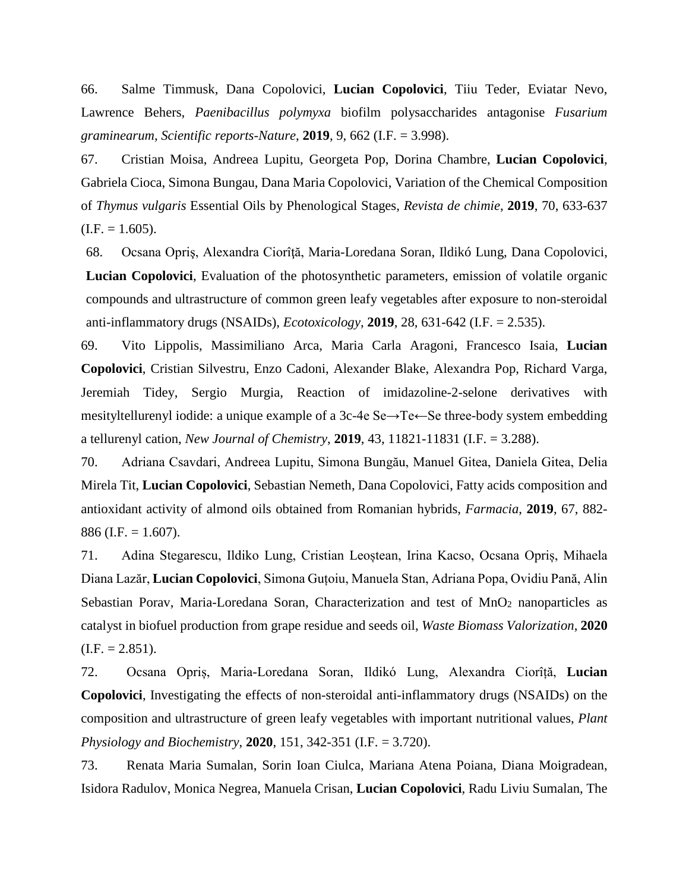66. Salme Timmusk, Dana Copolovici, **Lucian Copolovici**, Tiiu Teder, Eviatar Nevo, Lawrence Behers, *Paenibacillus polymyxa* biofilm polysaccharides antagonise *Fusarium graminearum*, *Scientific reports-Nature*, **2019**, 9, 662 (I.F. = 3.998).

67. Cristian Moisa, Andreea Lupitu, Georgeta Pop, Dorina Chambre, **Lucian Copolovici**, Gabriela Cioca, Simona Bungau, Dana Maria Copolovici, Variation of the Chemical Composition of *Thymus vulgaris* Essential Oils by Phenological Stages, *Revista de chimie*, **2019**, 70, 633-637 (I.F. = 1.605).

68. Ocsana Opriş, Alexandra Ciorîţă, Maria-Loredana Soran, Ildikó Lung, Dana Copolovici, **Lucian Copolovici**, Evaluation of the photosynthetic parameters, emission of volatile organic compounds and ultrastructure of common green leafy vegetables after exposure to non-steroidal anti-inflammatory drugs (NSAIDs), *Ecotoxicology*, **2019**, 28, 631-642 (I.F. = 2.535).

69. Vito Lippolis, Massimiliano Arca, Maria Carla Aragoni, Francesco Isaia, **Lucian Copolovici**, Cristian Silvestru, Enzo Cadoni, Alexander Blake, Alexandra Pop, Richard Varga, Jeremiah Tidey, Sergio Murgia, Reaction of imidazoline-2-selone derivatives with mesityltellurenyl iodide: a unique example of a 3c-4e Se→Te←Se three-body system embedding a tellurenyl cation, *New Journal of Chemistry*, **2019**, 43, 11821-11831 (I.F. = 3.288).

70. Adriana Csavdari, Andreea Lupitu, Simona Bungău, Manuel Gitea, Daniela Gitea, Delia Mirela Tit, **Lucian Copolovici**, Sebastian Nemeth, Dana Copolovici, Fatty acids composition and antioxidant activity of almond oils obtained from Romanian hybrids, *Farmacia*, **2019**, 67, 882-886 (I.F. = 1.607).

71. Adina Stegarescu, Ildiko Lung, Cristian Leoștean, Irina Kacso, Ocsana Opriș, Mihaela Diana Lazăr, **Lucian Copolovici**, Simona Guțoiu, Manuela Stan, Adriana Popa, Ovidiu Pană, Alin Sebastian Porav, Maria-Loredana Soran, Characterization and test of $MnO_2$ nanoparticles as catalyst in biofuel production from grape residue and seeds oil, *Waste Biomass Valorization*, **2020** (I.F. = 2.851).

72. Ocsana Opriș, Maria-Loredana Soran, Ildikó Lung, Alexandra Ciorîță, **Lucian Copolovici**, Investigating the effects of non-steroidal anti-inflammatory drugs (NSAIDs) on the composition and ultrastructure of green leafy vegetables with important nutritional values, *Plant Physiology and Biochemistry*, **2020**, 151, 342-351 (I.F. = 3.720).

73. Renata Maria Sumalan, Sorin Ioan Ciulca, Mariana Atena Poiana, Diana Moigradean, Isidora Radulov, Monica Negrea, Manuela Crisan, **Lucian Copolovici**, Radu Liviu Sumalan, The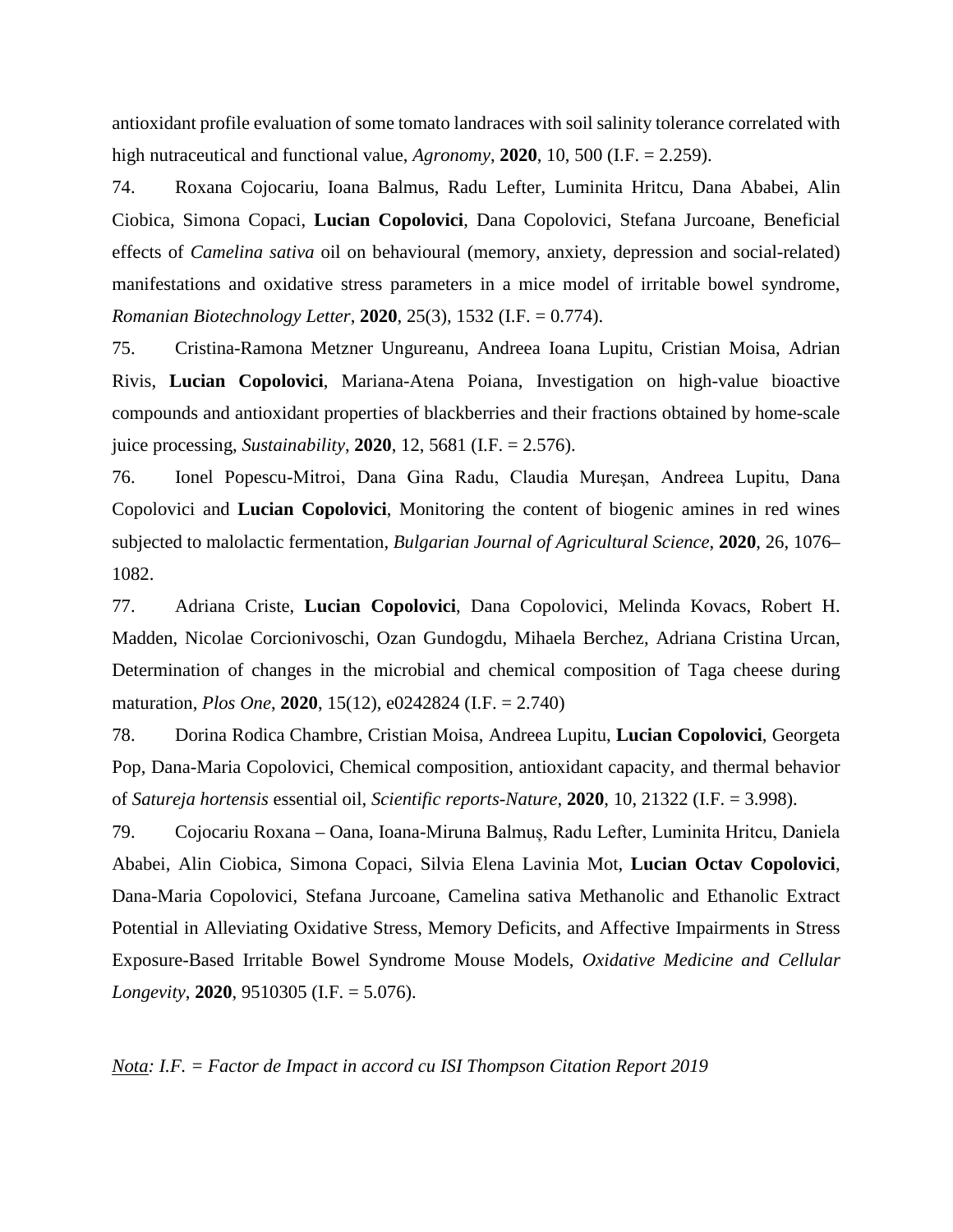antioxidant profile evaluation of some tomato landraces with soil salinity tolerance correlated with high nutraceutical and functional value, *Agronomy*, **2020**, 10, 500 (I.F. = 2.259).

74. Roxana Cojocariu, Ioana Balmus, Radu Lefter, Luminita Hritcu, Dana Ababei, Alin Ciobica, Simona Copaci, **Lucian Copolovici**, Dana Copolovici, Stefana Jurcoane, Beneficial effects of *Camelina sativa* oil on behavioural (memory, anxiety, depression and social-related) manifestations and oxidative stress parameters in a mice model of irritable bowel syndrome, *Romanian Biotechnology Letter*, **2020**, 25(3), 1532 (I.F. = 0.774).

75. Cristina-Ramona Metzner Ungureanu, Andreea Ioana Lupitu, Cristian Moisa, Adrian Rivis, **Lucian Copolovici**, Mariana-Atena Poiana, Investigation on high-value bioactive compounds and antioxidant properties of blackberries and their fractions obtained by home-scale juice processing, *Sustainability*, **2020**, 12, 5681 (I.F. = 2.576).

76. Ionel Popescu-Mitroi, Dana Gina Radu, Claudia Mureşan, Andreea Lupitu, Dana Copolovici and **Lucian Copolovici**, Monitoring the content of biogenic amines in red wines subjected to malolactic fermentation, *Bulgarian Journal of Agricultural Science*, **2020**, 26, 1076–1082.

77. Adriana Criste, **Lucian Copolovici**, Dana Copolovici, Melinda Kovacs, Robert H. Madden, Nicolae Corcionivoschi, Ozan Gundogdu, Mihaela Berchez, Adriana Cristina Urcan, Determination of changes in the microbial and chemical composition of Taga cheese during maturation, *Plos One*, **2020**, 15(12), e0242824 (I.F. = 2.740)

78. Dorina Rodica Chambre, Cristian Moisa, Andreea Lupitu, **Lucian Copolovici**, Georgeta Pop, Dana-Maria Copolovici, Chemical composition, antioxidant capacity, and thermal behavior of *Satureja hortensis* essential oil, *Scientific reports-Nature*, **2020**, 10, 21322 (I.F. = 3.998).

79. Cojocariu Roxana – Oana, Ioana-Miruna Balmuș, Radu Lefter, Luminita Hritcu, Daniela Ababei, Alin Ciobica, Simona Copaci, Silvia Elena Lavinia Mot, **Lucian Octav Copolovici**, Dana-Maria Copolovici, Stefana Jurcoane, Camelina sativa Methanolic and Ethanolic Extract Potential in Alleviating Oxidative Stress, Memory Deficits, and Affective Impairments in Stress Exposure-Based Irritable Bowel Syndrome Mouse Models, *Oxidative Medicine and Cellular Longevity*, **2020**, 9510305 (I.F. = 5.076).

*<u>Nota</u>: I.F. = Factor de Impact in accord cu ISI Thompson Citation Report 2019*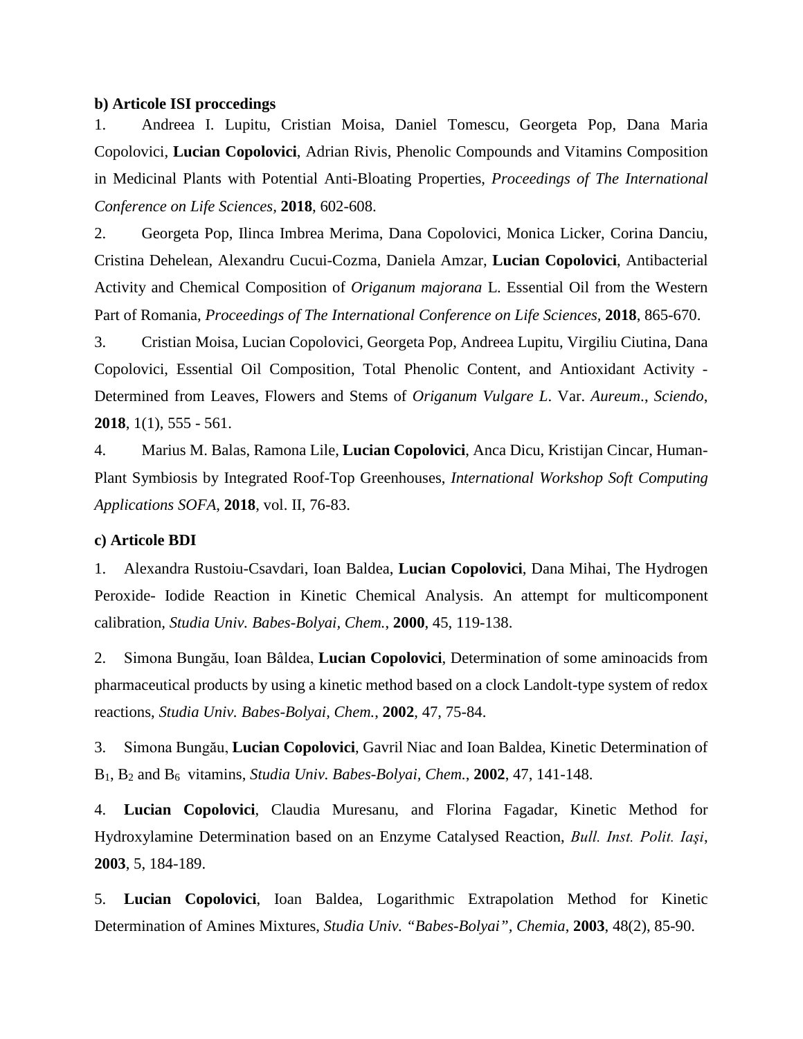**b) Articole ISI proccedings**

1. Andreea I. Lupitu, Cristian Moisa, Daniel Tomescu, Georgeta Pop, Dana Maria Copolovici, **Lucian Copolovici**, Adrian Rivis, Phenolic Compounds and Vitamins Composition in Medicinal Plants with Potential Anti-Bloating Properties, *Proceedings of The International Conference on Life Sciences*, **2018**, 602-608.

2. Georgeta Pop, Ilinca Imbrea Merima, Dana Copolovici, Monica Licker, Corina Danciu, Cristina Dehelean, Alexandru Cucui-Cozma, Daniela Amzar, **Lucian Copolovici**, Antibacterial Activity and Chemical Composition of *Origanum majorana* L. Essential Oil from the Western Part of Romania, *Proceedings of The International Conference on Life Sciences*, **2018**, 865-670.

3. Cristian Moisa, Lucian Copolovici, Georgeta Pop, Andreea Lupitu, Virgiliu Ciutina, Dana Copolovici, Essential Oil Composition, Total Phenolic Content, and Antioxidant Activity - Determined from Leaves, Flowers and Stems of *Origanum Vulgare L*. Var. *Aureum*., *Sciendo*, **2018**, 1(1), 555 - 561.

4. Marius M. Balas, Ramona Lile, **Lucian Copolovici**, Anca Dicu, Kristijan Cincar, Human-Plant Symbiosis by Integrated Roof-Top Greenhouses, *International Workshop Soft Computing Applications SOFA*, **2018**, vol. II, 76-83.

**c) Articole BDI**

1. Alexandra Rustoiu-Csavdari, Ioan Baldea, **Lucian Copolovici**, Dana Mihai, The Hydrogen Peroxide- Iodide Reaction in Kinetic Chemical Analysis. An attempt for multicomponent calibration, *Studia Univ. Babes-Bolyai, Chem.*, **2000**, 45, 119-138.

2. Simona Bungău, Ioan Bâldea, **Lucian Copolovici**, Determination of some aminoacids from pharmaceutical products by using a kinetic method based on a clock Landolt-type system of redox reactions, *Studia Univ. Babes-Bolyai*, *Chem.*, **2002**, 47, 75-84.

3. Simona Bungău, **Lucian Copolovici**, Gavril Niac and Ioan Baldea, Kinetic Determination of $B_1$, $B_2$ and $B_6$ vitamins, *Studia Univ. Babes-Bolyai*, *Chem.*, **2002**, 47, 141-148.

4. **Lucian Copolovici**, Claudia Muresanu, and Florina Fagadar, Kinetic Method for Hydroxylamine Determination based on an Enzyme Catalysed Reaction, *Bull. Inst. Polit. Iaşi*, **2003**, 5, 184-189.

5. **Lucian Copolovici**, Ioan Baldea, Logarithmic Extrapolation Method for Kinetic Determination of Amines Mixtures, *Studia Univ. "Babes-Bolyai", Chemia*, **2003**, 48(2), 85-90.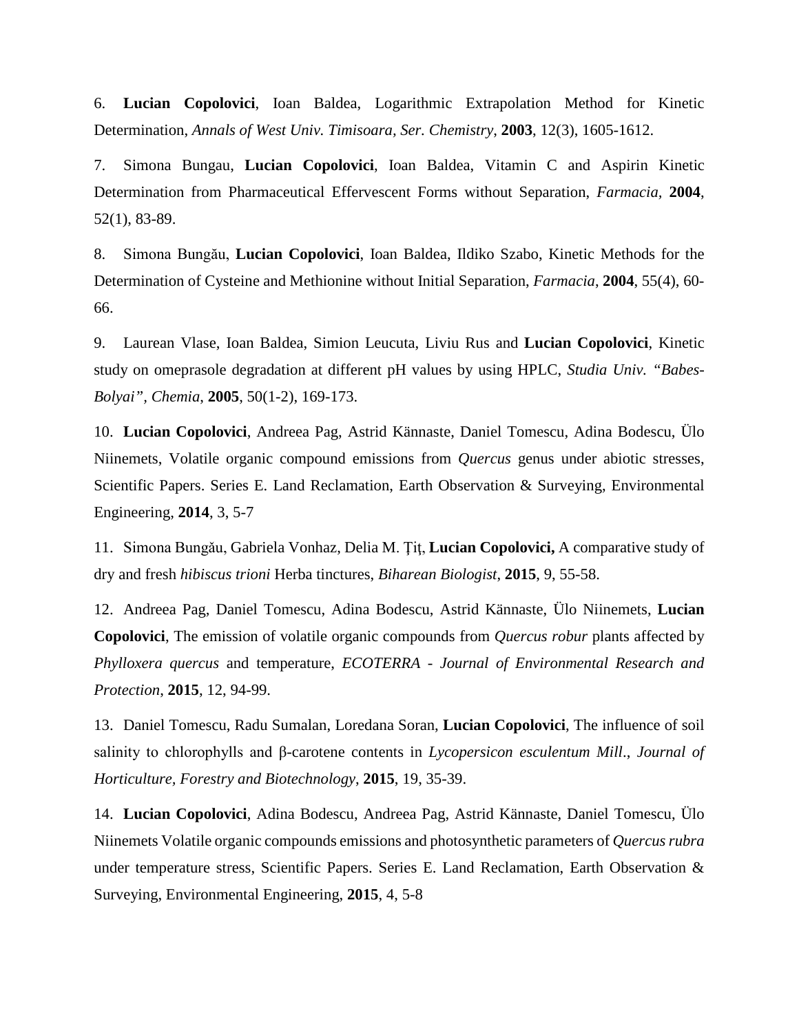6. **Lucian Copolovici**, Ioan Baldea, Logarithmic Extrapolation Method for Kinetic Determination, *Annals of West Univ. Timisoara, Ser. Chemistry*, **2003**, 12(3), 1605-1612.

7. Simona Bungau, **Lucian Copolovici**, Ioan Baldea, Vitamin C and Aspirin Kinetic Determination from Pharmaceutical Effervescent Forms without Separation, *Farmacia*, **2004**, 52(1), 83-89.

8. Simona Bungău, **Lucian Copolovici**, Ioan Baldea, Ildiko Szabo, Kinetic Methods for the Determination of Cysteine and Methionine without Initial Separation, *Farmacia*, **2004**, 55(4), 60-66.

9. Laurean Vlase, Ioan Baldea, Simion Leucuta, Liviu Rus and **Lucian Copolovici**, Kinetic study on omeprasole degradation at different pH values by using HPLC, *Studia Univ. "Babes-Bolyai", Chemia*, **2005**, 50(1-2), 169-173.

10. **Lucian Copolovici**, Andreea Pag, Astrid Kännaste, Daniel Tomescu, Adina Bodescu, Ülo Niinemets, Volatile organic compound emissions from *Quercus* genus under abiotic stresses, Scientific Papers. Series E. Land Reclamation, Earth Observation & Surveying, Environmental Engineering, **2014**, 3, 5-7

11. Simona Bungău, Gabriela Vonhaz, Delia M. Ţiţ, **Lucian Copolovici,** A comparative study of dry and fresh *hibiscus trioni* Herba tinctures, *Biharean Biologist*, **2015**, 9, 55-58.

12. Andreea Pag, Daniel Tomescu, Adina Bodescu, Astrid Kännaste, Ülo Niinemets, **Lucian Copolovici**, The emission of volatile organic compounds from *Quercus robur* plants affected by *Phylloxera quercus* and temperature, *ECOTERRA - Journal of Environmental Research and Protection*, **2015**, 12, 94-99.

13. Daniel Tomescu, Radu Sumalan, Loredana Soran, **Lucian Copolovici**, The influence of soil salinity to chlorophylls and β-carotene contents in *Lycopersicon esculentum Mill*., *Journal of Horticulture, Forestry and Biotechnology*, **2015**, 19, 35-39.

14. **Lucian Copolovici**, Adina Bodescu, Andreea Pag, Astrid Kännaste, Daniel Tomescu, Ülo Niinemets Volatile organic compounds emissions and photosynthetic parameters of *Quercus rubra* under temperature stress, Scientific Papers. Series E. Land Reclamation, Earth Observation & Surveying, Environmental Engineering, **2015**, 4, 5-8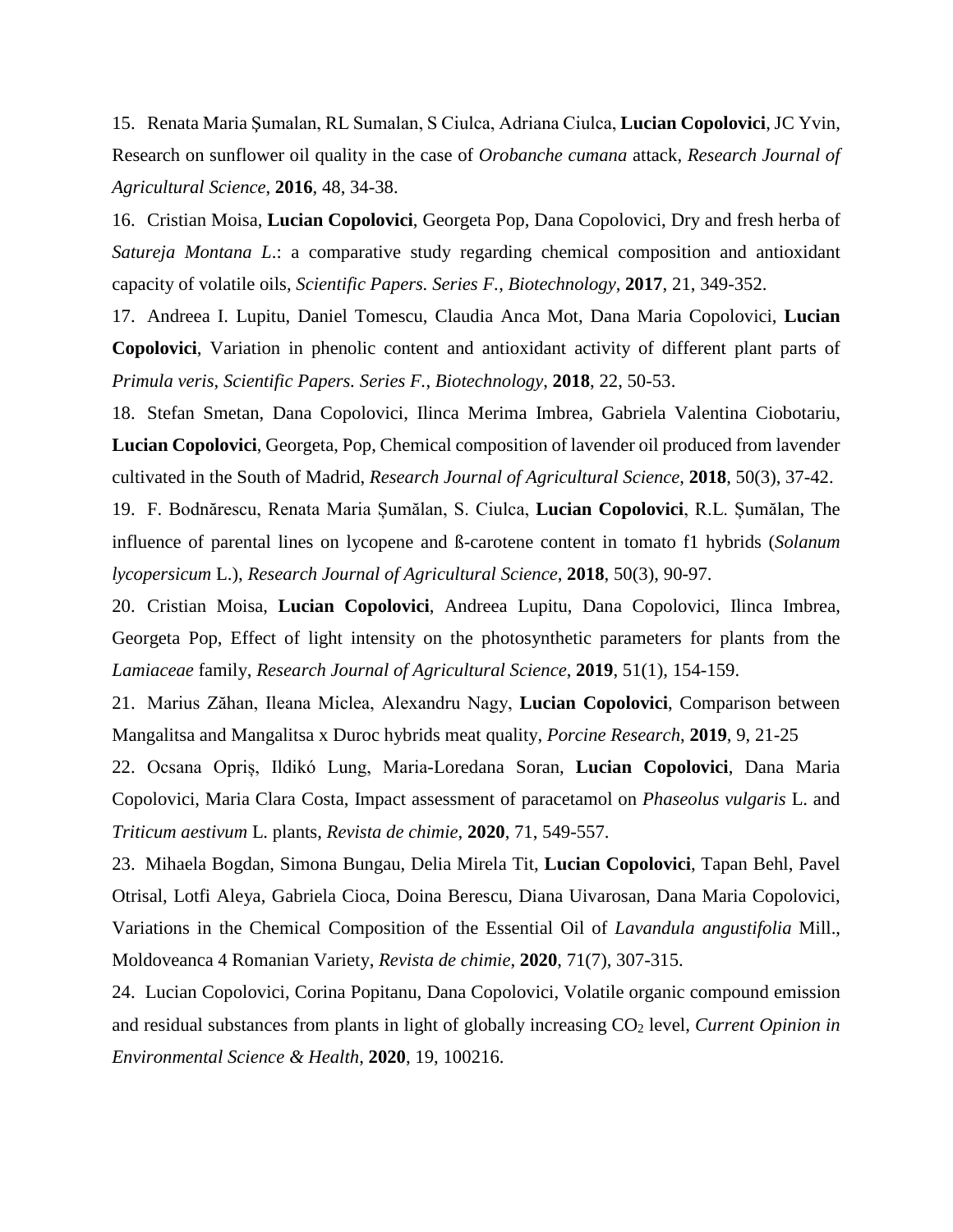15. Renata Maria Şumalan, RL Sumalan, S Ciulca, Adriana Ciulca, **Lucian Copolovici**, JC Yvin, Research on sunflower oil quality in the case of *Orobanche cumana* attack, *Research Journal of Agricultural Science*, **2016**, 48, 34-38.

16. Cristian Moisa, **Lucian Copolovici**, Georgeta Pop, Dana Copolovici, Dry and fresh herba of *Satureja Montana L.*: a comparative study regarding chemical composition and antioxidant capacity of volatile oils, *Scientific Papers. Series F., Biotechnology*, **2017**, 21, 349-352.

17. Andreea I. Lupitu, Daniel Tomescu, Claudia Anca Mot, Dana Maria Copolovici, **Lucian Copolovici**, Variation in phenolic content and antioxidant activity of different plant parts of *Primula veris*, *Scientific Papers. Series F., Biotechnology*, **2018**, 22, 50-53.

18. Stefan Smetan, Dana Copolovici, Ilinca Merima Imbrea, Gabriela Valentina Ciobotariu, **Lucian Copolovici**, Georgeta, Pop, Chemical composition of lavender oil produced from lavender cultivated in the South of Madrid, *Research Journal of Agricultural Science*, **2018**, 50(3), 37-42.

19. F. Bodnărescu, Renata Maria Șumălan, S. Ciulca, **Lucian Copolovici**, R.L. Șumălan, The influence of parental lines on lycopene and ß-carotene content in tomato f1 hybrids (*Solanum lycopersicum* L.), *Research Journal of Agricultural Science*, **2018**, 50(3), 90-97.

20. Cristian Moisa, **Lucian Copolovici**, Andreea Lupitu, Dana Copolovici, Ilinca Imbrea, Georgeta Pop, Effect of light intensity on the photosynthetic parameters for plants from the *Lamiaceae* family, *Research Journal of Agricultural Science*, **2019**, 51(1), 154-159.

21. Marius Zăhan, Ileana Miclea, Alexandru Nagy, **Lucian Copolovici**, Comparison between Mangalitsa and Mangalitsa x Duroc hybrids meat quality, *Porcine Research*, **2019**, 9, 21-25

22. Ocsana Opriș, Ildikó Lung, Maria-Loredana Soran, **Lucian Copolovici**, Dana Maria Copolovici, Maria Clara Costa, Impact assessment of paracetamol on *Phaseolus vulgaris* L. and *Triticum aestivum* L. plants, *Revista de chimie*, **2020**, 71, 549-557.

23. Mihaela Bogdan, Simona Bungau, Delia Mirela Tit, **Lucian Copolovici**, Tapan Behl, Pavel Otrisal, Lotfi Aleya, Gabriela Cioca, Doina Berescu, Diana Uivarosan, Dana Maria Copolovici, Variations in the Chemical Composition of the Essential Oil of *Lavandula angustifolia* Mill., Moldoveanca 4 Romanian Variety, *Revista de chimie*, **2020**, 71(7), 307-315.

24. Lucian Copolovici, Corina Popitanu, Dana Copolovici, Volatile organic compound emission and residual substances from plants in light of globally increasing $CO_2$ level, *Current Opinion in Environmental Science & Health*, **2020**, 19, 100216.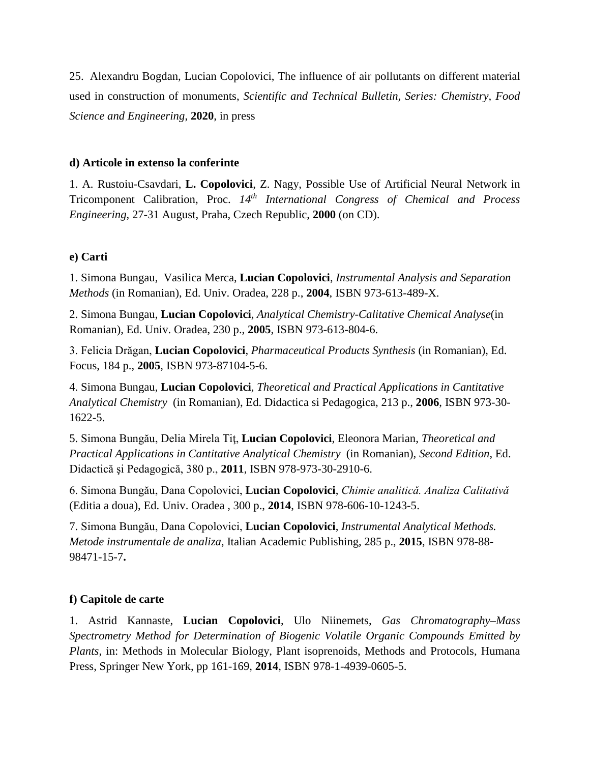25. Alexandru Bogdan, Lucian Copolovici, The influence of air pollutants on different material used in construction of monuments, *Scientific and Technical Bulletin, Series: Chemistry, Food Science and Engineering*, **2020**, in press

**d) Articole in extenso la conferinte**

1. A. Rustoiu-Csavdari, **L. Copolovici**, Z. Nagy, Possible Use of Artificial Neural Network in Tricomponent Calibration, Proc. *14th International Congress of Chemical and Process Engineering*, 27-31 August, Praha, Czech Republic, **2000** (on CD).

**e) Carti**

1. Simona Bungau, Vasilica Merca, **Lucian Copolovici**, *Instrumental Analysis and Separation Methods* (in Romanian), Ed. Univ. Oradea, 228 p., **2004**, ISBN 973-613-489-X.

2. Simona Bungau, **Lucian Copolovici**, *Analytical Chemistry-Calitative Chemical Analyse*(in Romanian), Ed. Univ. Oradea, 230 p., **2005**, ISBN 973-613-804-6.

3. Felicia Drăgan, **Lucian Copolovici**, *Pharmaceutical Products Synthesis* (in Romanian), Ed. Focus, 184 p., **2005**, ISBN 973-87104-5-6.

4. Simona Bungau, **Lucian Copolovici**, *Theoretical and Practical Applications in Cantitative Analytical Chemistry* (in Romanian), Ed. Didactica si Pedagogica, 213 p., **2006**, ISBN 973-30-1622-5.

5. Simona Bungău, Delia Mirela Tiţ, **Lucian Copolovici**, Eleonora Marian, *Theoretical and Practical Applications in Cantitative Analytical Chemistry* (in Romanian), *Second Edition*, Ed. Didactică şi Pedagogică, 380 p., **2011**, ISBN 978-973-30-2910-6.

6. Simona Bungău, Dana Copolovici, **Lucian Copolovici**, *Chimie analitică. Analiza Calitativă* (Editia a doua), Ed. Univ. Oradea , 300 p., **2014**, ISBN 978-606-10-1243-5.

7. Simona Bungău, Dana Copolovici, **Lucian Copolovici**, *Instrumental Analytical Methods. Metode instrumentale de analiza*, Italian Academic Publishing, 285 p., **2015**, ISBN 978-88-98471-15-7**.**

**f) Capitole de carte**

1. Astrid Kannaste, **Lucian Copolovici**, Ulo Niinemets, *Gas Chromatography–Mass Spectrometry Method for Determination of Biogenic Volatile Organic Compounds Emitted by Plants*, in: Methods in Molecular Biology, Plant isoprenoids, Methods and Protocols, Humana Press, Springer New York, pp 161-169, **2014**, ISBN 978-1-4939-0605-5.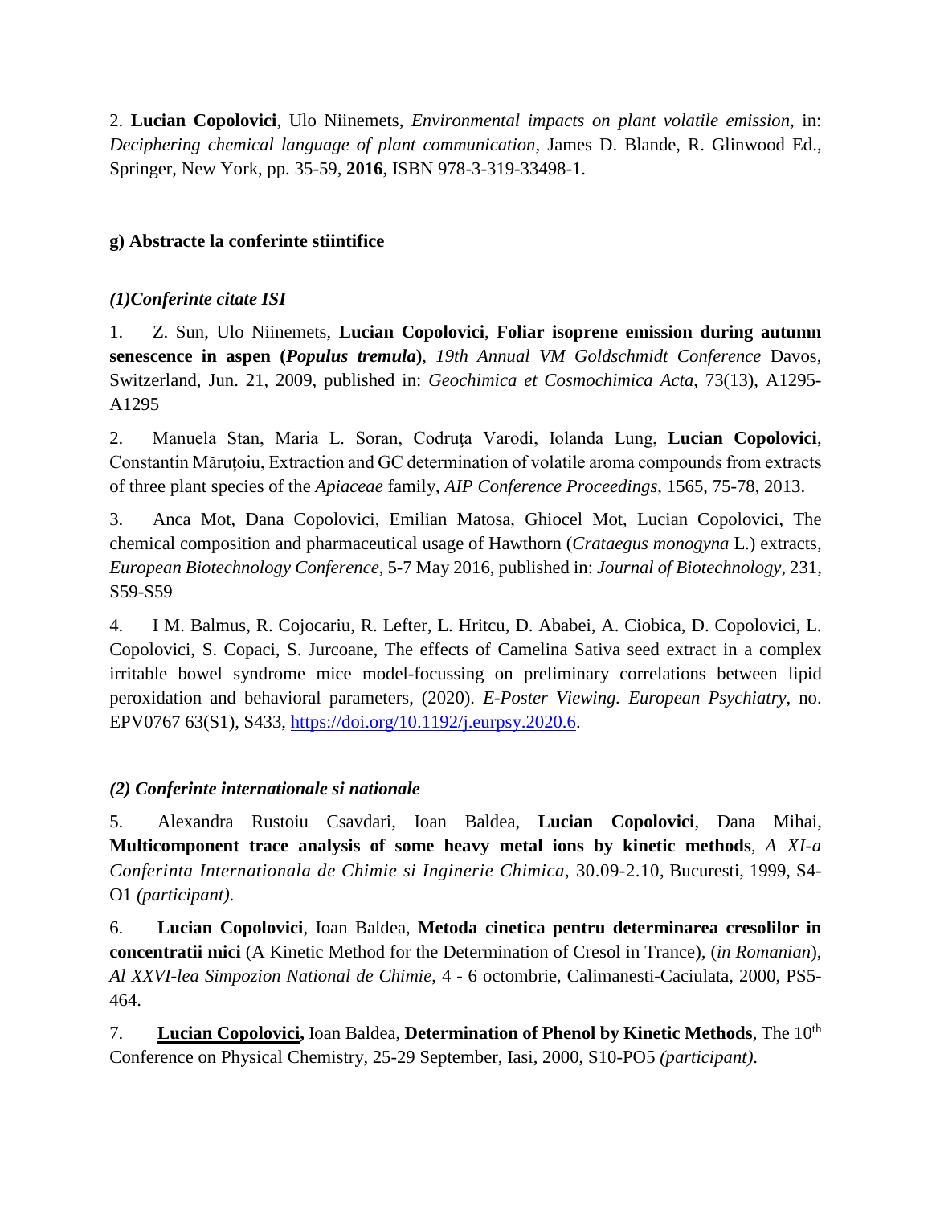2. **Lucian Copolovici**, Ulo Niinemets, *Environmental impacts on plant volatile emission*, in: *Deciphering chemical language of plant communication*, James D. Blande, R. Glinwood Ed., Springer, New York, pp. 35-59, **2016**, ISBN 978-3-319-33498-1.

**g) Abstracte la conferinte stiintifice**

***(1)Conferinte citate ISI***

1. Z. Sun, Ulo Niinemets, **Lucian Copolovici**, **Foliar isoprene emission during autumn senescence in aspen (*Populus tremula*)**, *19th Annual VM Goldschmidt Conference* Davos, Switzerland, Jun. 21, 2009, published in: *Geochimica et Cosmochimica Acta*, 73(13), A1295-A1295

2. Manuela Stan, Maria L. Soran, Codruţa Varodi, Iolanda Lung, **Lucian Copolovici**, Constantin Măruţoiu, Extraction and GC determination of volatile aroma compounds from extracts of three plant species of the *Apiaceae* family, *AIP Conference Proceedings*, 1565, 75-78, 2013.

3. Anca Mot, Dana Copolovici, Emilian Matosa, Ghiocel Mot, Lucian Copolovici, The chemical composition and pharmaceutical usage of Hawthorn (*Crataegus monogyna* L.) extracts, *European Biotechnology Conference*, 5-7 May 2016, published in: *Journal of Biotechnology*, 231, S59-S59

4. I M. Balmus, R. Cojocariu, R. Lefter, L. Hritcu, D. Ababei, A. Ciobica, D. Copolovici, L. Copolovici, S. Copaci, S. Jurcoane, The effects of Camelina Sativa seed extract in a complex irritable bowel syndrome mice model-focussing on preliminary correlations between lipid peroxidation and behavioral parameters, (2020). *E-Poster Viewing. European Psychiatry*, no. EPV0767 63(S1), S433, https://doi.org/10.1192/j.eurpsy.2020.6.

***(2) Conferinte internationale si nationale***

5. Alexandra Rustoiu Csavdari, Ioan Baldea, **Lucian Copolovici**, Dana Mihai, **Multicomponent trace analysis of some heavy metal ions by kinetic methods**, *A XI-a Conferinta Internationala de Chimie si Inginerie Chimica*, 30.09-2.10, Bucuresti, 1999, S4-O1 *(participant)*.

6. **Lucian Copolovici**, Ioan Baldea, **Metoda cinetica pentru determinarea cresolilor in concentratii mici** (A Kinetic Method for the Determination of Cresol in Trance), (*in Romanian*), *Al XXVI-lea Simpozion National de Chimie*, 4 - 6 octombrie, Calimanesti-Caciulata, 2000, PS5-464.

7. **Lucian Copolovici,** Ioan Baldea, **Determination of Phenol by Kinetic Methods**, The 10$^{th}$ Conference on Physical Chemistry, 25-29 September, Iasi, 2000, S10-PO5 *(participant)*.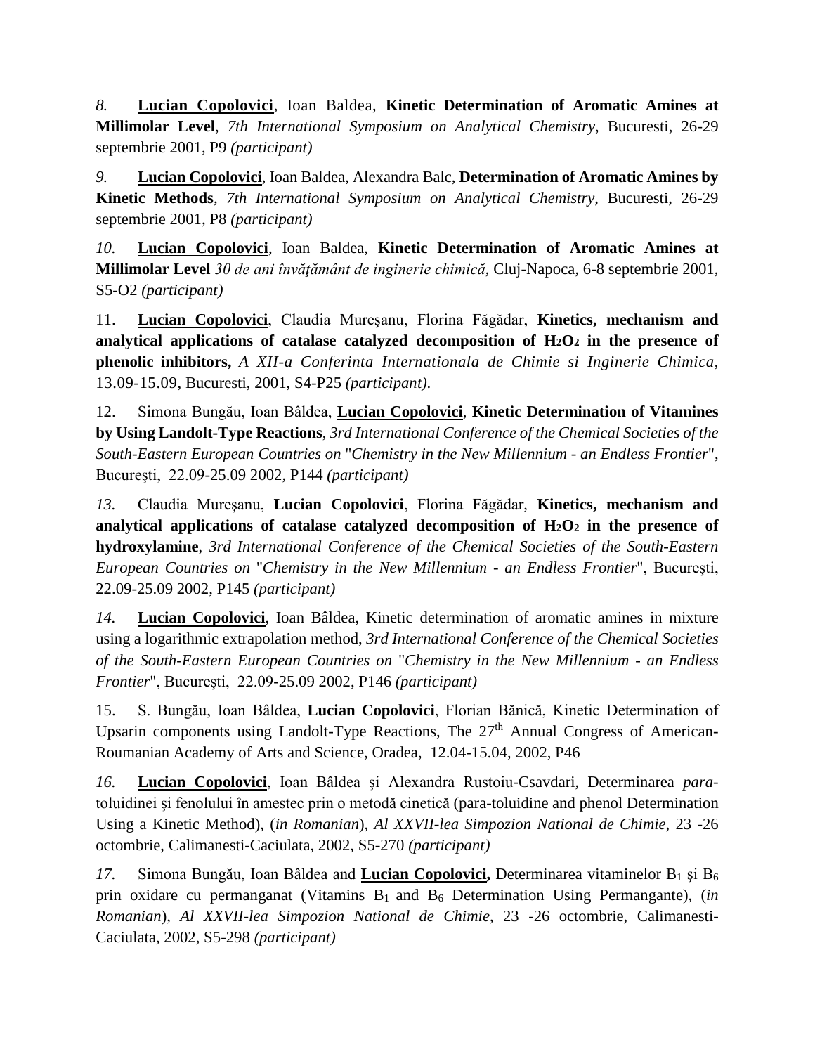*8.* **<u>Lucian Copolovici</u>**, Ioan Baldea, **Kinetic Determination of Aromatic Amines at Millimolar Level**, *7th International Symposium on Analytical Chemistry*, Bucuresti, 26-29 septembrie 2001, P9 *(participant)*

*9.* **<u>Lucian Copolovici</u>**, Ioan Baldea, Alexandra Balc, **Determination of Aromatic Amines by Kinetic Methods**, *7th International Symposium on Analytical Chemistry*, Bucuresti, 26-29 septembrie 2001, P8 *(participant)*

*10.* **<u>Lucian Copolovici</u>**, Ioan Baldea, **Kinetic Determination of Aromatic Amines at Millimolar Level** *30 de ani învăţământ de inginerie chimică*, Cluj-Napoca, 6-8 septembrie 2001, S5-O2 *(participant)*

11. **<u>Lucian Copolovici</u>**, Claudia Mureşanu, Florina Făgădar, **Kinetics, mechanism and analytical applications of catalase catalyzed decomposition of $H_2O_2$ in the presence of phenolic inhibitors,** *A XII-a Conferinta Internationala de Chimie si Inginerie Chimica*, 13.09-15.09, Bucuresti, 2001, S4-P25 *(participant).*

12. Simona Bungău, Ioan Bâldea, **<u>Lucian Copolovici</u>**, **Kinetic Determination of Vitamines by Using Landolt-Type Reactions**, *3rd International Conference of the Chemical Societies of the South-Eastern European Countries on* "*Chemistry in the New Millennium - an Endless Frontier*", Bucureşti, 22.09-25.09 2002, P144 *(participant)*

*13.* Claudia Mureşanu, **Lucian Copolovici**, Florina Făgădar, **Kinetics, mechanism and analytical applications of catalase catalyzed decomposition of $H_2O_2$ in the presence of hydroxylamine**, *3rd International Conference of the Chemical Societies of the South-Eastern European Countries on* "*Chemistry in the New Millennium - an Endless Frontier*", Bucureşti, 22.09-25.09 2002, P145 *(participant)*

*14.* **<u>Lucian Copolovici</u>**, Ioan Bâldea, Kinetic determination of aromatic amines in mixture using a logarithmic extrapolation method, *3rd International Conference of the Chemical Societies of the South-Eastern European Countries on* "*Chemistry in the New Millennium - an Endless Frontier*", Bucureşti, 22.09-25.09 2002, P146 *(participant)*

15. S. Bungău, Ioan Bâldea, **Lucian Copolovici**, Florian Bănică, Kinetic Determination of Upsarin components using Landolt-Type Reactions, The 27th Annual Congress of American-Roumanian Academy of Arts and Science, Oradea, 12.04-15.04, 2002, P46

*16.* **<u>Lucian Copolovici</u>**, Ioan Bâldea şi Alexandra Rustoiu-Csavdari, Determinarea *para*-toluidinei şi fenolului în amestec prin o metodă cinetică (para-toluidine and phenol Determination Using a Kinetic Method), (*in Romanian*), *Al XXVII-lea Simpozion National de Chimie*, 23 -26 octombrie, Calimanesti-Caciulata, 2002, S5-270 *(participant)*

*17.* Simona Bungău, Ioan Bâldea and **<u>Lucian Copolovici</u>,** Determinarea vitaminelor $B_1$ şi $B_6$ prin oxidare cu permanganat (Vitamins $B_1$ and $B_6$ Determination Using Permangante), (*in Romanian*), *Al XXVII-lea Simpozion National de Chimie*, 23 -26 octombrie, Calimanesti-Caciulata, 2002, S5-298 *(participant)*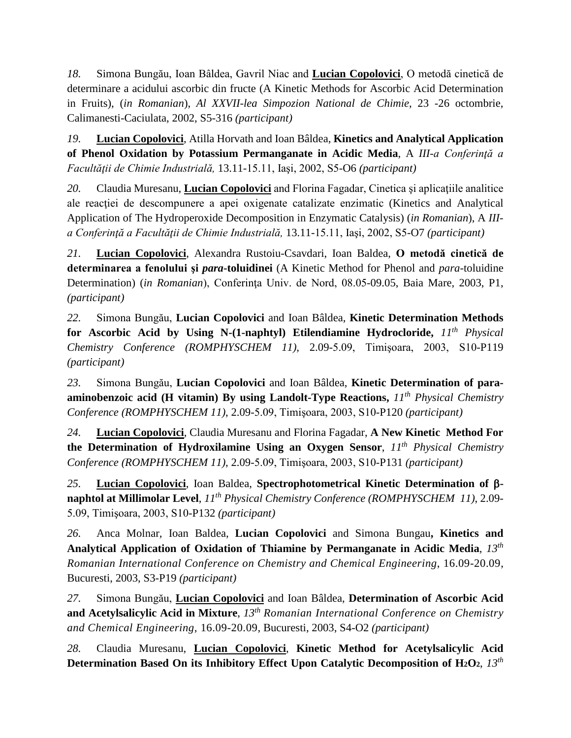*18.* Simona Bungău, Ioan Bâldea, Gavril Niac and **Lucian Copolovici**, O metodă cinetică de determinare a acidului ascorbic din fructe (A Kinetic Methods for Ascorbic Acid Determination in Fruits), (*in Romanian*), *Al XXVII-lea Simpozion National de Chimie*, 23 -26 octombrie, Calimanesti-Caciulata, 2002, S5-316 *(participant)*

*19.* **Lucian Copolovici**, Atilla Horvath and Ioan Bâldea, **Kinetics and Analytical Application of Phenol Oxidation by Potassium Permanganate in Acidic Media**, A *III-a Conferinţă a Facultăţii de Chimie Industrială,* 13.11-15.11, Iaşi, 2002, S5-O6 *(participant)*

*20.* Claudia Muresanu, **Lucian Copolovici** and Florina Fagadar, Cinetica şi aplicaţiile analitice ale reacţiei de descompunere a apei oxigenate catalizate enzimatic (Kinetics and Analytical Application of The Hydroperoxide Decomposition in Enzymatic Catalysis) (*in Romanian*), A *III-a Conferinţă a Facultăţii de Chimie Industrială,* 13.11-15.11, Iaşi, 2002, S5-O7 *(participant)*

*21.* **Lucian Copolovici**, Alexandra Rustoiu-Csavdari, Ioan Baldea, **O metodă cinetică de determinarea a fenolului şi *para*-toluidinei** (A Kinetic Method for Phenol and *para*-toluidine Determination) (*in Romanian*), Conferinţa Univ. de Nord, 08.05-09.05, Baia Mare, 2003, P1, *(participant)*

*22.* Simona Bungău, **Lucian Copolovici** and Ioan Bâldea, **Kinetic Determination Methods for Ascorbic Acid by Using N-(1-naphtyl) Etilendiamine Hydrocloride,** *11th Physical Chemistry Conference (ROMPHYSCHEM 11)*, 2.09-5.09, Timişoara, 2003, S10-P119 *(participant)*

*23.* Simona Bungău, **Lucian Copolovici** and Ioan Bâldea, **Kinetic Determination of para-aminobenzoic acid (H vitamin) By using Landolt-Type Reactions,** *11th Physical Chemistry Conference (ROMPHYSCHEM 11)*, 2.09-5.09, Timişoara, 2003, S10-P120 *(participant)*

*24.* **Lucian Copolovici**, Claudia Muresanu and Florina Fagadar, **A New Kinetic Method For the Determination of Hydroxilamine Using an Oxygen Sensor**, *11th Physical Chemistry Conference (ROMPHYSCHEM 11)*, 2.09-5.09, Timişoara, 2003, S10-P131 *(participant)*

*25.* **Lucian Copolovici**, Ioan Baldea, **Spectrophotometrical Kinetic Determination of β-naphtol at Millimolar Level**, *11th Physical Chemistry Conference (ROMPHYSCHEM 11)*, 2.09-5.09, Timişoara, 2003, S10-P132 *(participant)*

*26.* Anca Molnar, Ioan Baldea, **Lucian Copolovici** and Simona Bungau**, Kinetics and Analytical Application of Oxidation of Thiamine by Permanganate in Acidic Media**, *13th Romanian International Conference on Chemistry and Chemical Engineering*, 16.09-20.09, Bucuresti, 2003, S3-P19 *(participant)*

*27.* Simona Bungău, **Lucian Copolovici** and Ioan Bâldea, **Determination of Ascorbic Acid and Acetylsalicylic Acid in Mixture**, *13th Romanian International Conference on Chemistry and Chemical Engineering*, 16.09-20.09, Bucuresti, 2003, S4-O2 *(participant)*

*28.* Claudia Muresanu, **Lucian Copolovici**, **Kinetic Method for Acetylsalicylic Acid Determination Based On its Inhibitory Effect Upon Catalytic Decomposition of $H_2O_2$**, *13th*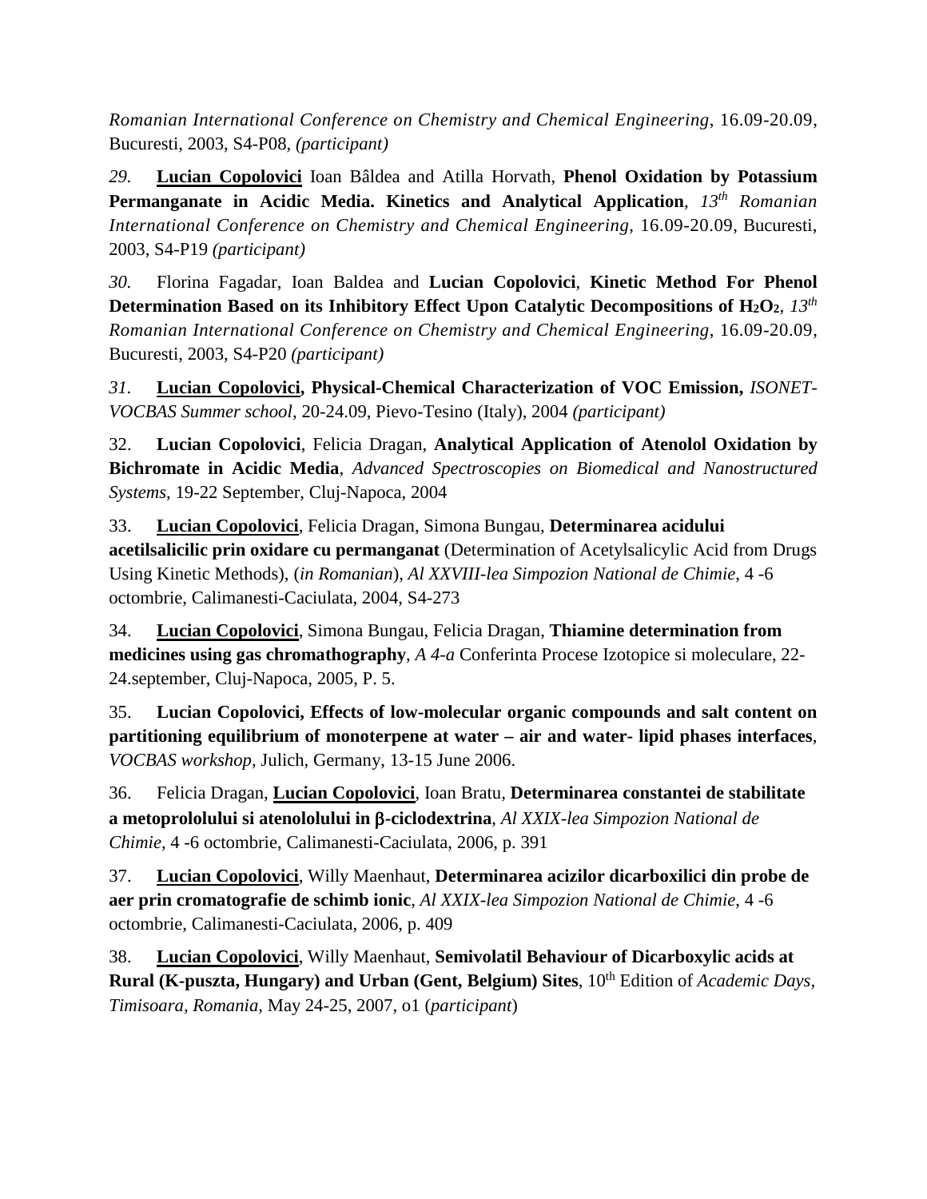*Romanian International Conference on Chemistry and Chemical Engineering*, 16.09-20.09, Bucuresti, 2003, S4-P08, *(participant)*

*29.* **Lucian Copolovici** Ioan Bâldea and Atilla Horvath, **Phenol Oxidation by Potassium Permanganate in Acidic Media. Kinetics and Analytical Application**, *13th Romanian International Conference on Chemistry and Chemical Engineering*, 16.09-20.09, Bucuresti, 2003, S4-P19 *(participant)*

*30.* Florina Fagadar, Ioan Baldea and **Lucian Copolovici**, **Kinetic Method For Phenol Determination Based on its Inhibitory Effect Upon Catalytic Decompositions of $H_2O_2$**, *13th Romanian International Conference on Chemistry and Chemical Engineering*, 16.09-20.09, Bucuresti, 2003, S4-P20 *(participant)*

*31.* **Lucian Copolovici, Physical-Chemical Characterization of VOC Emission,** *ISONET-VOCBAS Summer school*, 20-24.09, Pievo-Tesino (Italy), 2004 *(participant)*

32. **Lucian Copolovici**, Felicia Dragan, **Analytical Application of Atenolol Oxidation by Bichromate in Acidic Media**, *Advanced Spectroscopies on Biomedical and Nanostructured Systems*, 19-22 September, Cluj-Napoca, 2004

33. **Lucian Copolovici**, Felicia Dragan, Simona Bungau, **Determinarea acidului acetilsalicilic prin oxidare cu permanganat** (Determination of Acetylsalicylic Acid from Drugs Using Kinetic Methods), (*in Romanian*), *Al XXVIII-lea Simpozion National de Chimie*, 4 -6 octombrie, Calimanesti-Caciulata, 2004, S4-273

34. **Lucian Copolovici**, Simona Bungau, Felicia Dragan, **Thiamine determination from medicines using gas chromathography**, *A 4-a* Conferinta Procese Izotopice si moleculare, 22-24.september, Cluj-Napoca, 2005, P. 5.

35. **Lucian Copolovici, Effects of low-molecular organic compounds and salt content on partitioning equilibrium of monoterpene at water – air and water- lipid phases interfaces**, *VOCBAS workshop*, Julich, Germany, 13-15 June 2006.

36. Felicia Dragan, **Lucian Copolovici**, Ioan Bratu, **Determinarea constantei de stabilitate a metoprololului si atenololului in β-ciclodextrina**, *Al XXIX-lea Simpozion National de Chimie*, 4 -6 octombrie, Calimanesti-Caciulata, 2006, p. 391

37. **Lucian Copolovici**, Willy Maenhaut, **Determinarea acizilor dicarboxilici din probe de aer prin cromatografie de schimb ionic**, *Al XXIX-lea Simpozion National de Chimie*, 4 -6 octombrie, Calimanesti-Caciulata, 2006, p. 409

38. **Lucian Copolovici**, Willy Maenhaut, **Semivolatil Behaviour of Dicarboxylic acids at Rural (K-puszta, Hungary) and Urban (Gent, Belgium) Sites**, 10th Edition of *Academic Days, Timisoara, Romania*, May 24-25, 2007, o1 (*participant*)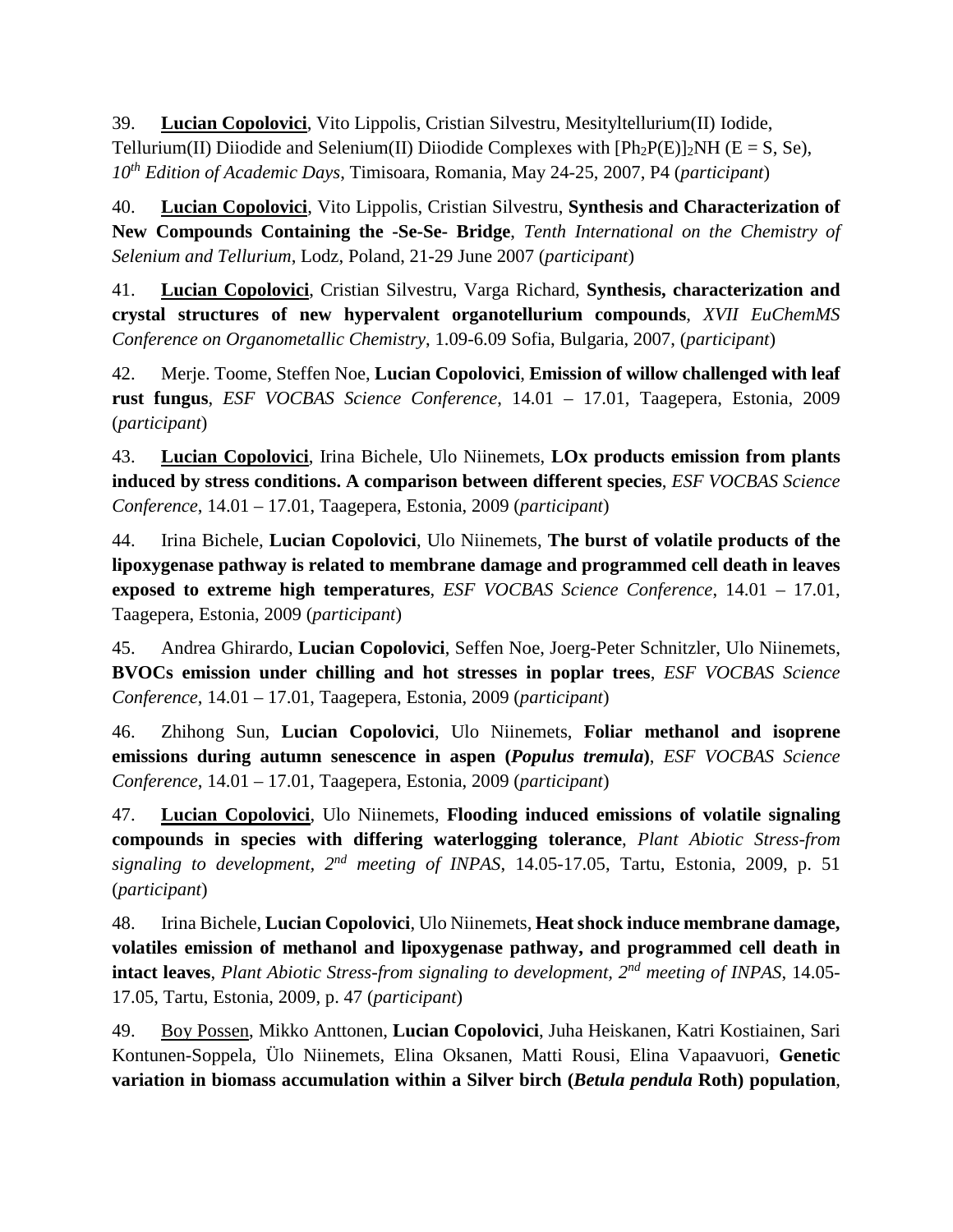39. **<u>Lucian Copolovici</u>**, Vito Lippolis, Cristian Silvestru, Mesityltellurium(II) Iodide, Tellurium(II) Diiodide and Selenium(II) Diiodide Complexes with $[Ph_2P(E)]_2NH$ (E = S, Se), *10th Edition of Academic Days*, Timisoara, Romania, May 24-25, 2007, P4 (*participant*)

40. **<u>Lucian Copolovici</u>**, Vito Lippolis, Cristian Silvestru, **Synthesis and Characterization of New Compounds Containing the -Se-Se- Bridge**, *Tenth International on the Chemistry of Selenium and Tellurium*, Lodz, Poland, 21-29 June 2007 (*participant*)

41. **<u>Lucian Copolovici</u>**, Cristian Silvestru, Varga Richard, **Synthesis, characterization and crystal structures of new hypervalent organotellurium compounds**, *XVII EuChemMS Conference on Organometallic Chemistry*, 1.09-6.09 Sofia, Bulgaria, 2007, (*participant*)

42. Merje. Toome, Steffen Noe, **Lucian Copolovici**, **Emission of willow challenged with leaf rust fungus**, *ESF VOCBAS Science Conference*, 14.01 – 17.01, Taagepera, Estonia, 2009 (*participant*)

43. **<u>Lucian Copolovici</u>**, Irina Bichele, Ulo Niinemets, **LOx products emission from plants induced by stress conditions. A comparison between different species**, *ESF VOCBAS Science Conference*, 14.01 – 17.01, Taagepera, Estonia, 2009 (*participant*)

44. Irina Bichele, **Lucian Copolovici**, Ulo Niinemets, **The burst of volatile products of the lipoxygenase pathway is related to membrane damage and programmed cell death in leaves exposed to extreme high temperatures**, *ESF VOCBAS Science Conference*, 14.01 – 17.01, Taagepera, Estonia, 2009 (*participant*)

45. Andrea Ghirardo, **Lucian Copolovici**, Seffen Noe, Joerg-Peter Schnitzler, Ulo Niinemets, **BVOCs emission under chilling and hot stresses in poplar trees**, *ESF VOCBAS Science Conference*, 14.01 – 17.01, Taagepera, Estonia, 2009 (*participant*)

46. Zhihong Sun, **Lucian Copolovici**, Ulo Niinemets, **Foliar methanol and isoprene emissions during autumn senescence in aspen (*Populus tremula*)**, *ESF VOCBAS Science Conference*, 14.01 – 17.01, Taagepera, Estonia, 2009 (*participant*)

47. **<u>Lucian Copolovici</u>**, Ulo Niinemets, **Flooding induced emissions of volatile signaling compounds in species with differing waterlogging tolerance**, *Plant Abiotic Stress-from signaling to development, 2nd meeting of INPAS*, 14.05-17.05, Tartu, Estonia, 2009, p. 51 (*participant*)

48. Irina Bichele, **Lucian Copolovici**, Ulo Niinemets, **Heat shock induce membrane damage, volatiles emission of methanol and lipoxygenase pathway, and programmed cell death in intact leaves**, *Plant Abiotic Stress-from signaling to development, 2nd meeting of INPAS*, 14.05-17.05, Tartu, Estonia, 2009, p. 47 (*participant*)

49. <u>Boy Possen</u>, Mikko Anttonen, **Lucian Copolovici**, Juha Heiskanen, Katri Kostiainen, Sari Kontunen-Soppela, Ülo Niinemets, Elina Oksanen, Matti Rousi, Elina Vapaavuori, **Genetic variation in biomass accumulation within a Silver birch (*Betula pendula* Roth) population**,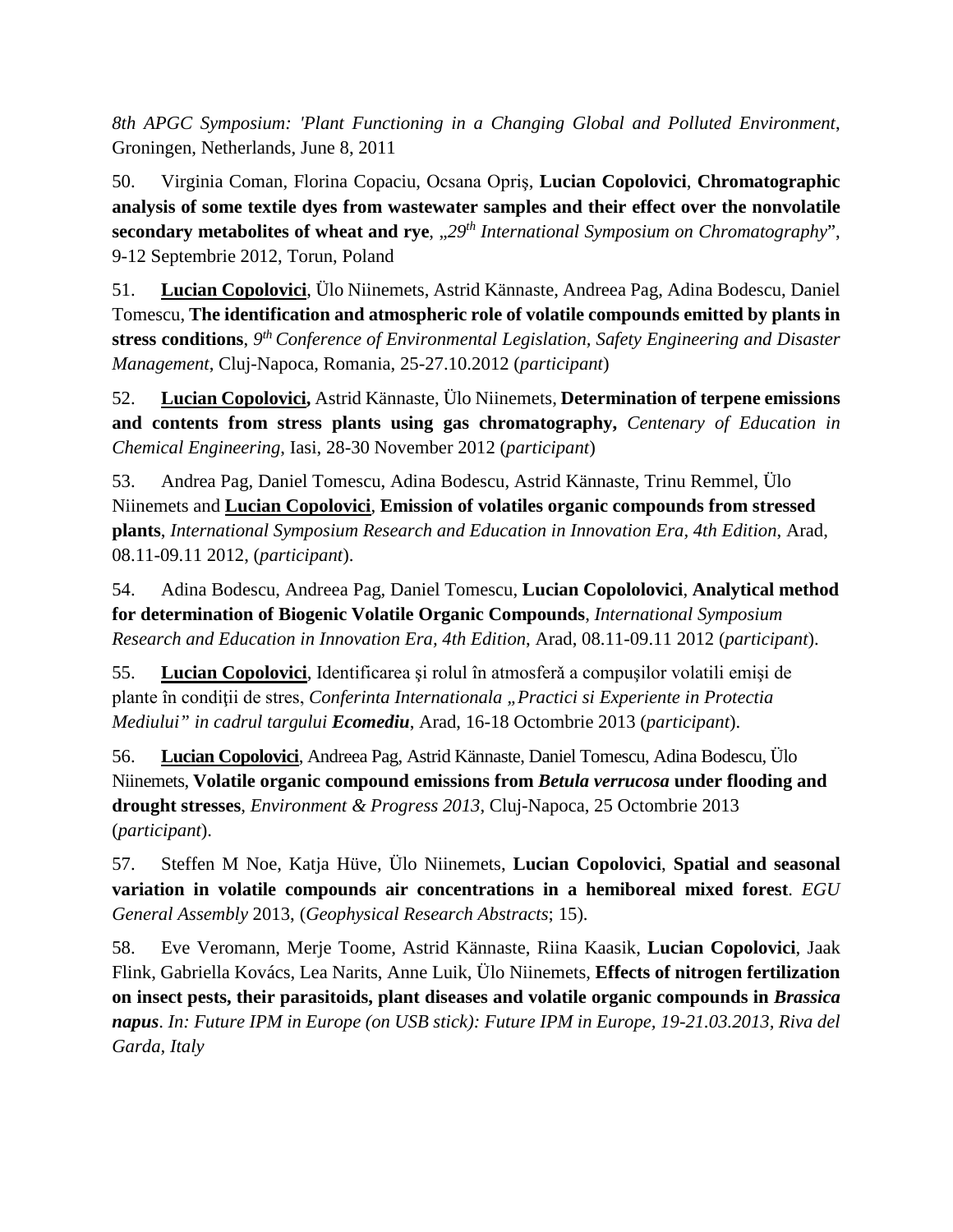*8th APGC Symposium: 'Plant Functioning in a Changing Global and Polluted Environment*, Groningen, Netherlands, June 8, 2011

50. Virginia Coman, Florina Copaciu, Ocsana Opriş, **Lucian Copolovici**, **Chromatographic analysis of some textile dyes from wastewater samples and their effect over the nonvolatile secondary metabolites of wheat and rye**, *„29th International Symposium on Chromatography*", 9-12 Septembrie 2012, Torun, Poland

51. **Lucian Copolovici**, Ülo Niinemets, Astrid Kännaste, Andreea Pag, Adina Bodescu, Daniel Tomescu, **The identification and atmospheric role of volatile compounds emitted by plants in stress conditions**, *9th Conference of Environmental Legislation, Safety Engineering and Disaster Management*, Cluj-Napoca, Romania, 25-27.10.2012 (*participant*)

52. **Lucian Copolovici,** Astrid Kännaste, Ülo Niinemets, **Determination of terpene emissions and contents from stress plants using gas chromatography,** *Centenary of Education in Chemical Engineering*, Iasi, 28-30 November 2012 (*participant*)

53. Andrea Pag, Daniel Tomescu, Adina Bodescu, Astrid Kännaste, Trinu Remmel, Ülo Niinemets and **Lucian Copolovici**, **Emission of volatiles organic compounds from stressed plants**, *International Symposium Research and Education in Innovation Era, 4th Edition*, Arad, 08.11-09.11 2012, (*participant*).

54. Adina Bodescu, Andreea Pag, Daniel Tomescu, **Lucian Copolololovici**, **Analytical method for determination of Biogenic Volatile Organic Compounds**, *International Symposium Research and Education in Innovation Era, 4th Edition*, Arad, 08.11-09.11 2012 (*participant*).

55. **Lucian Copolovici**, Identificarea şi rolul în atmosferă a compuşilor volatili emişi de plante în condiţii de stres, *Conferinta Internationala „Practici si Experiente in Protectia Mediului" in cadrul targului* ***Ecomediu***, Arad, 16-18 Octombrie 2013 (*participant*).

56. **Lucian Copolovici**, Andreea Pag, Astrid Kännaste, Daniel Tomescu, Adina Bodescu, Ülo Niinemets, **Volatile organic compound emissions from *Betula verrucosa* under flooding and drought stresses**, *Environment & Progress 2013*, Cluj-Napoca, 25 Octombrie 2013 (*participant*).

57. Steffen M Noe, Katja Hüve, Ülo Niinemets, **Lucian Copolovici**, **Spatial and seasonal variation in volatile compounds air concentrations in a hemiboreal mixed forest**. *EGU General Assembly* 2013, (*Geophysical Research Abstracts*; 15).

58. Eve Veromann, Merje Toome, Astrid Kännaste, Riina Kaasik, **Lucian Copolovici**, Jaak Flink, Gabriella Kovács, Lea Narits, Anne Luik, Ülo Niinemets, **Effects of nitrogen fertilization on insect pests, their parasitoids, plant diseases and volatile organic compounds in *Brassica napus***. *In: Future IPM in Europe (on USB stick): Future IPM in Europe, 19-21.03.2013, Riva del Garda, Italy*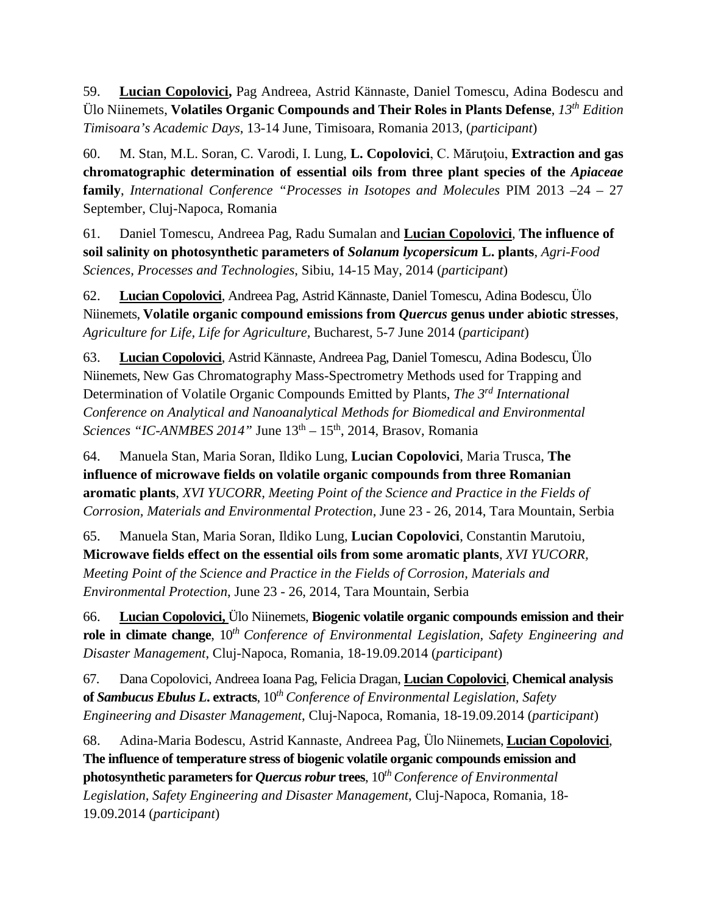59. **Lucian Copolovici,** Pag Andreea, Astrid Kännaste, Daniel Tomescu, Adina Bodescu and Ülo Niinemets, **Volatiles Organic Compounds and Their Roles in Plants Defense**, *13th Edition Timisoara's Academic Days*, 13-14 June, Timisoara, Romania 2013, (*participant*)

60. M. Stan, M.L. Soran, C. Varodi, I. Lung, **L. Copolovici**, C. Măruţoiu, **Extraction and gas chromatographic determination of essential oils from three plant species of the *Apiaceae* family**, *International Conference "Processes in Isotopes and Molecules* PIM 2013 –24 – 27 September, Cluj-Napoca, Romania

61. Daniel Tomescu, Andreea Pag, Radu Sumalan and **Lucian Copolovici**, **The influence of soil salinity on photosynthetic parameters of *Solanum lycopersicum* L. plants**, *Agri-Food Sciences, Processes and Technologies*, Sibiu, 14-15 May, 2014 (*participant*)

62. **Lucian Copolovici**, Andreea Pag, Astrid Kännaste, Daniel Tomescu, Adina Bodescu, Ülo Niinemets, **Volatile organic compound emissions from *Quercus* genus under abiotic stresses**, *Agriculture for Life, Life for Agriculture*, Bucharest, 5-7 June 2014 (*participant*)

63. **Lucian Copolovici**, Astrid Kännaste, Andreea Pag, Daniel Tomescu, Adina Bodescu, Ülo Niinemets, New Gas Chromatography Mass-Spectrometry Methods used for Trapping and Determination of Volatile Organic Compounds Emitted by Plants, *The 3rd International Conference on Analytical and Nanoanalytical Methods for Biomedical and Environmental Sciences "IC-ANMBES 2014"* June 13th – 15th, 2014, Brasov, Romania

64. Manuela Stan, Maria Soran, Ildiko Lung, **Lucian Copolovici**, Maria Trusca, **The influence of microwave fields on volatile organic compounds from three Romanian aromatic plants**, *XVI YUCORR, Meeting Point of the Science and Practice in the Fields of Corrosion, Materials and Environmental Protection*, June 23 - 26, 2014, Tara Mountain, Serbia

65. Manuela Stan, Maria Soran, Ildiko Lung, **Lucian Copolovici**, Constantin Marutoiu, **Microwave fields effect on the essential oils from some aromatic plants**, *XVI YUCORR, Meeting Point of the Science and Practice in the Fields of Corrosion, Materials and Environmental Protection*, June 23 - 26, 2014, Tara Mountain, Serbia

66. **Lucian Copolovici,** Ülo Niinemets, **Biogenic volatile organic compounds emission and their role in climate change**, *10th Conference of Environmental Legislation, Safety Engineering and Disaster Management*, Cluj-Napoca, Romania, 18-19.09.2014 (*participant*)

67. Dana Copolovici, Andreea Ioana Pag, Felicia Dragan, **Lucian Copolovici**, **Chemical analysis of *Sambucus Ebulus L.* extracts**, *10th Conference of Environmental Legislation, Safety Engineering and Disaster Management*, Cluj-Napoca, Romania, 18-19.09.2014 (*participant*)

68. Adina-Maria Bodescu, Astrid Kannaste, Andreea Pag, Ülo Niinemets, **Lucian Copolovici**, **The influence of temperature stress of biogenic volatile organic compounds emission and photosynthetic parameters for *Quercus robur* trees**, *10th Conference of Environmental Legislation, Safety Engineering and Disaster Management*, Cluj-Napoca, Romania, 18-19.09.2014 (*participant*)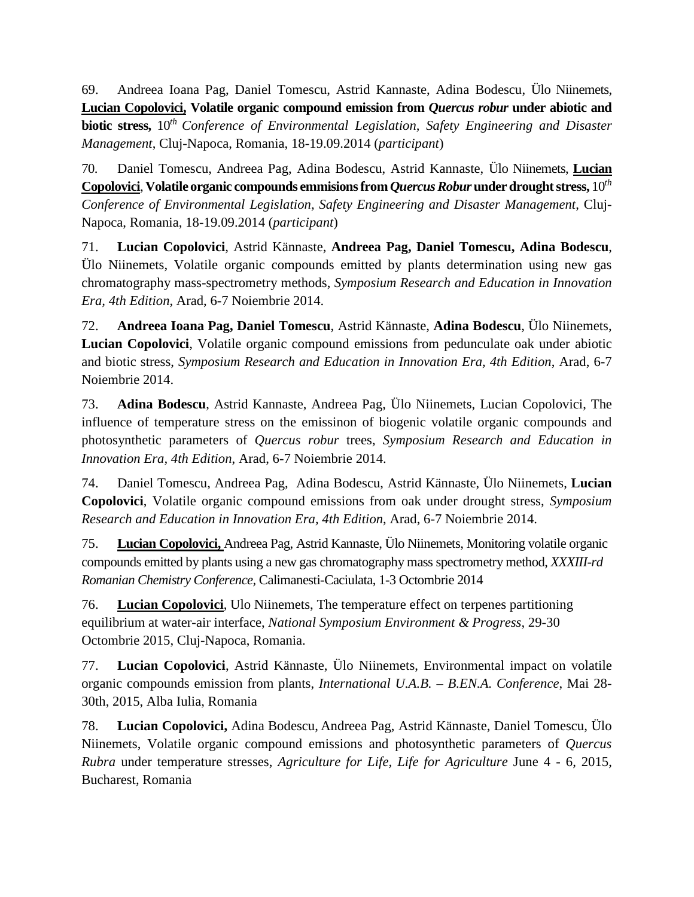69. Andreea Ioana Pag, Daniel Tomescu, Astrid Kannaste, Adina Bodescu, Ülo Niinemets, **Lucian Copolovici, Volatile organic compound emission from *Quercus robur* under abiotic and biotic stress,** 10$^{th}$ *Conference of Environmental Legislation, Safety Engineering and Disaster Management*, Cluj-Napoca, Romania, 18-19.09.2014 (*participant*)

70. Daniel Tomescu, Andreea Pag, Adina Bodescu, Astrid Kannaste, Ülo Niinemets, **Lucian Copolovici**, **Volatile organic compounds emmisions from *Quercus Robur* under drought stress,** 10$^{th}$ *Conference of Environmental Legislation, Safety Engineering and Disaster Management*, Cluj-Napoca, Romania, 18-19.09.2014 (*participant*)

71. **Lucian Copolovici**, Astrid Kännaste, **Andreea Pag, Daniel Tomescu, Adina Bodescu**, Ülo Niinemets, Volatile organic compounds emitted by plants determination using new gas chromatography mass-spectrometry methods, *Symposium Research and Education in Innovation Era, 4th Edition*, Arad, 6-7 Noiembrie 2014.

72. **Andreea Ioana Pag, Daniel Tomescu**, Astrid Kännaste, **Adina Bodescu**, Ülo Niinemets, **Lucian Copolovici**, Volatile organic compound emissions from pedunculate oak under abiotic and biotic stress, *Symposium Research and Education in Innovation Era, 4th Edition,* Arad, 6-7 Noiembrie 2014.

73. **Adina Bodescu**, Astrid Kannaste, Andreea Pag, Ülo Niinemets, Lucian Copolovici, The influence of temperature stress on the emissinon of biogenic volatile organic compounds and photosynthetic parameters of *Quercus robur* trees, *Symposium Research and Education in Innovation Era, 4th Edition*, Arad, 6-7 Noiembrie 2014.

74. Daniel Tomescu, Andreea Pag, Adina Bodescu, Astrid Kännaste, Ülo Niinemets, **Lucian Copolovici**, Volatile organic compound emissions from oak under drought stress, *Symposium Research and Education in Innovation Era, 4th Edition*, Arad, 6-7 Noiembrie 2014.

75. **Lucian Copolovici,** Andreea Pag, Astrid Kannaste, Ülo Niinemets, Monitoring volatile organic compounds emitted by plants using a new gas chromatography mass spectrometry method, *XXXIII-rd Romanian Chemistry Conference*, Calimanesti-Caciulata, 1-3 Octombrie 2014

76. **Lucian Copolovici**, Ulo Niinemets, The temperature effect on terpenes partitioning equilibrium at water-air interface, *National Symposium Environment & Progress*, 29-30 Octombrie 2015, Cluj-Napoca, Romania.

77. **Lucian Copolovici**, Astrid Kännaste, Ülo Niinemets, Environmental impact on volatile organic compounds emission from plants, *International U.A.B. – B.EN.A. Conference*, Mai 28-30th, 2015, Alba Iulia, Romania

78. **Lucian Copolovici,** Adina Bodescu, Andreea Pag, Astrid Kännaste, Daniel Tomescu, Ülo Niinemets, Volatile organic compound emissions and photosynthetic parameters of *Quercus Rubra* under temperature stresses, *Agriculture for Life, Life for Agriculture* June 4 - 6, 2015, Bucharest, Romania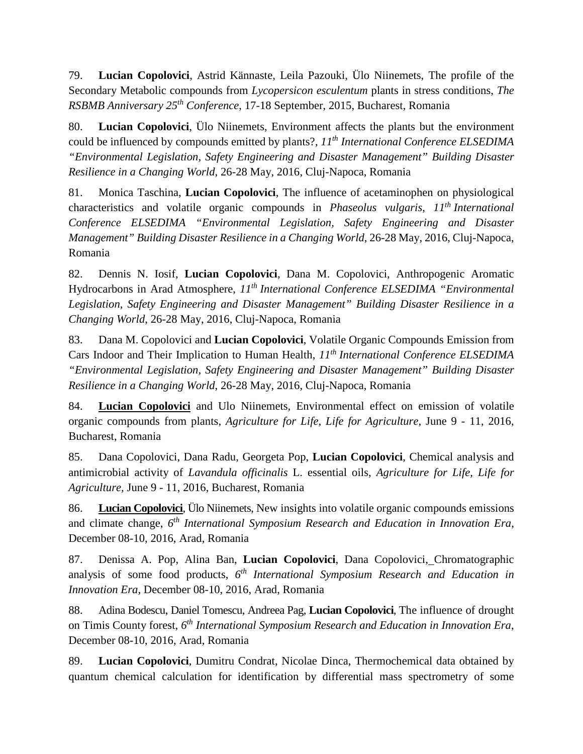79. **Lucian Copolovici**, Astrid Kännaste, Leila Pazouki, Ülo Niinemets, The profile of the Secondary Metabolic compounds from *Lycopersicon esculentum* plants in stress conditions, *The RSBMB Anniversary 25th Conference*, 17-18 September, 2015, Bucharest, Romania

80. **Lucian Copolovici**, Ülo Niinemets, Environment affects the plants but the environment could be influenced by compounds emitted by plants?, *11th International Conference ELSEDIMA "Environmental Legislation, Safety Engineering and Disaster Management" Building Disaster Resilience in a Changing World*, 26-28 May, 2016, Cluj-Napoca, Romania

81. Monica Taschina, **Lucian Copolovici**, The influence of acetaminophen on physiological characteristics and volatile organic compounds in *Phaseolus vulgaris*, *11th International Conference ELSEDIMA "Environmental Legislation, Safety Engineering and Disaster Management" Building Disaster Resilience in a Changing World*, 26-28 May, 2016, Cluj-Napoca, Romania

82. Dennis N. Iosif, **Lucian Copolovici**, Dana M. Copolovici, Anthropogenic Aromatic Hydrocarbons in Arad Atmosphere, *11th International Conference ELSEDIMA "Environmental Legislation, Safety Engineering and Disaster Management" Building Disaster Resilience in a Changing World*, 26-28 May, 2016, Cluj-Napoca, Romania

83. Dana M. Copolovici and **Lucian Copolovici**, Volatile Organic Compounds Emission from Cars Indoor and Their Implication to Human Health, *11th International Conference ELSEDIMA "Environmental Legislation, Safety Engineering and Disaster Management" Building Disaster Resilience in a Changing World*, 26-28 May, 2016, Cluj-Napoca, Romania

84. **Lucian Copolovici** and Ulo Niinemets, Environmental effect on emission of volatile organic compounds from plants, *Agriculture for Life, Life for Agriculture,* June 9 - 11, 2016, Bucharest, Romania

85. Dana Copolovici, Dana Radu, Georgeta Pop, **Lucian Copolovici**, Chemical analysis and antimicrobial activity of *Lavandula officinalis* L. essential oils, *Agriculture for Life, Life for Agriculture*, June 9 - 11, 2016, Bucharest, Romania

86. **Lucian Copolovici**, Ülo Niinemets, New insights into volatile organic compounds emissions and climate change, *6th International Symposium Research and Education in Innovation Era*, December 08-10, 2016, Arad, Romania

87. Denissa A. Pop, Alina Ban, **Lucian Copolovici**, Dana Copolovici, Chromatographic analysis of some food products, *6th International Symposium Research and Education in Innovation Era*, December 08-10, 2016, Arad, Romania

88. Adina Bodescu, Daniel Tomescu, Andreea Pag, **Lucian Copolovici**, The influence of drought on Timis County forest, *6th International Symposium Research and Education in Innovation Era*, December 08-10, 2016, Arad, Romania

89. **Lucian Copolovici**, Dumitru Condrat, Nicolae Dinca, Thermochemical data obtained by quantum chemical calculation for identification by differential mass spectrometry of some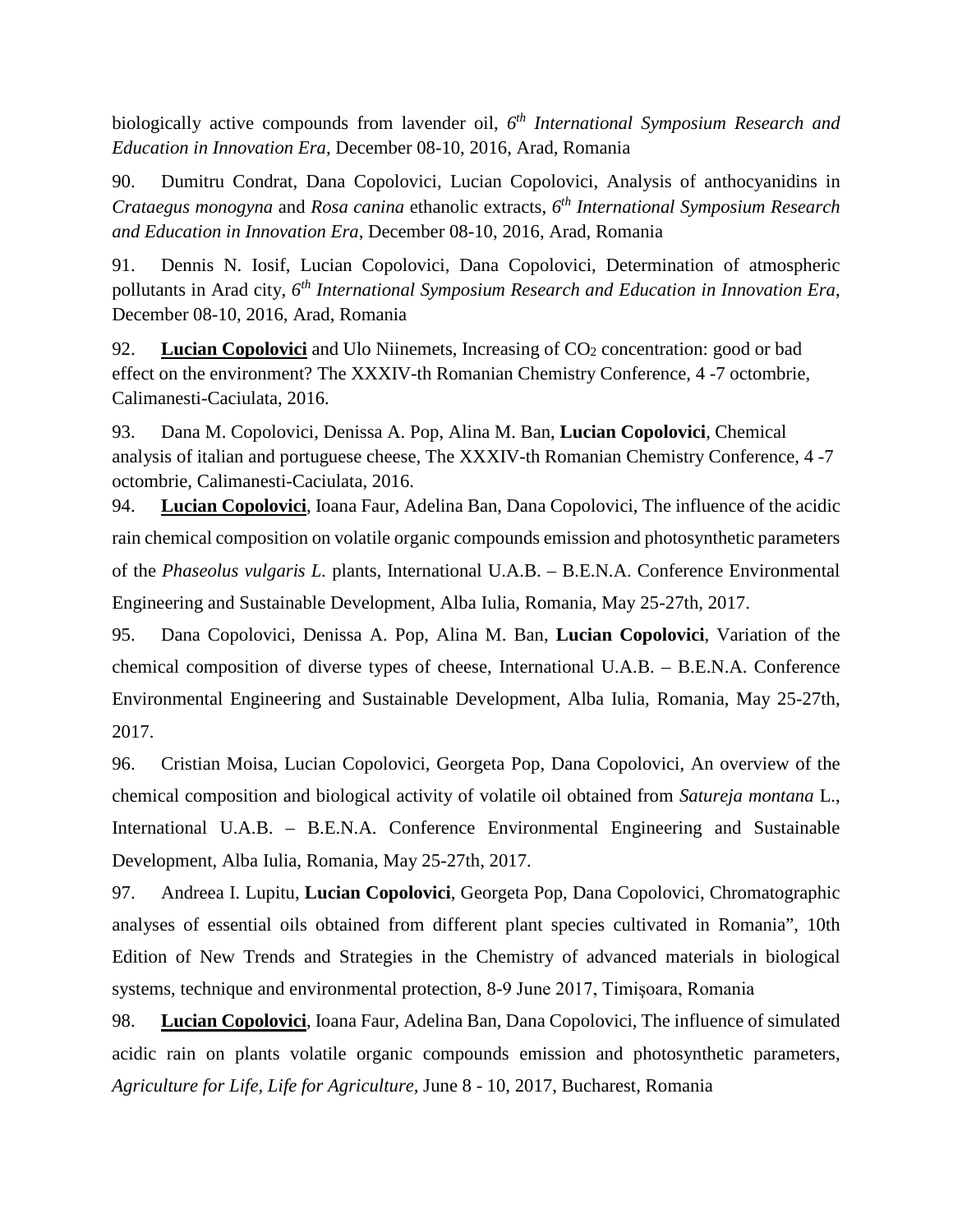biologically active compounds from lavender oil, *6[th] International Symposium Research and Education in Innovation Era*, December 08-10, 2016, Arad, Romania

90. Dumitru Condrat, Dana Copolovici, Lucian Copolovici, Analysis of anthocyanidins in *Crataegus monogyna* and *Rosa canina* ethanolic extracts, *6[th] International Symposium Research and Education in Innovation Era*, December 08-10, 2016, Arad, Romania

91. Dennis N. Iosif, Lucian Copolovici, Dana Copolovici, Determination of atmospheric pollutants in Arad city, *6[th] International Symposium Research and Education in Innovation Era*, December 08-10, 2016, Arad, Romania

92. **Lucian Copolovici** and Ulo Niinemets, Increasing of $CO_2$ concentration: good or bad effect on the environment? The XXXIV-th Romanian Chemistry Conference, 4 -7 octombrie, Calimanesti-Caciulata, 2016.

93. Dana M. Copolovici, Denissa A. Pop, Alina M. Ban, **Lucian Copolovici**, Chemical analysis of italian and portuguese cheese, The XXXIV-th Romanian Chemistry Conference, 4 -7 octombrie, Calimanesti-Caciulata, 2016.

94. **Lucian Copolovici**, Ioana Faur, Adelina Ban, Dana Copolovici, The influence of the acidic rain chemical composition on volatile organic compounds emission and photosynthetic parameters of the *Phaseolus vulgaris L.* plants, International U.A.B. – B.E.N.A. Conference Environmental Engineering and Sustainable Development, Alba Iulia, Romania, May 25-27th, 2017.

95. Dana Copolovici, Denissa A. Pop, Alina M. Ban, **Lucian Copolovici**, Variation of the chemical composition of diverse types of cheese, International U.A.B. – B.E.N.A. Conference Environmental Engineering and Sustainable Development, Alba Iulia, Romania, May 25-27th, 2017.

96. Cristian Moisa, Lucian Copolovici, Georgeta Pop, Dana Copolovici, An overview of the chemical composition and biological activity of volatile oil obtained from *Satureja montana* L., International U.A.B. – B.E.N.A. Conference Environmental Engineering and Sustainable Development, Alba Iulia, Romania, May 25-27th, 2017.

97. Andreea I. Lupitu, **Lucian Copolovici**, Georgeta Pop, Dana Copolovici, Chromatographic analyses of essential oils obtained from different plant species cultivated in Romania", 10th Edition of New Trends and Strategies in the Chemistry of advanced materials in biological systems, technique and environmental protection, 8-9 June 2017, Timişoara, Romania

98. **Lucian Copolovici**, Ioana Faur, Adelina Ban, Dana Copolovici, The influence of simulated acidic rain on plants volatile organic compounds emission and photosynthetic parameters, *Agriculture for Life, Life for Agriculture*, June 8 - 10, 2017, Bucharest, Romania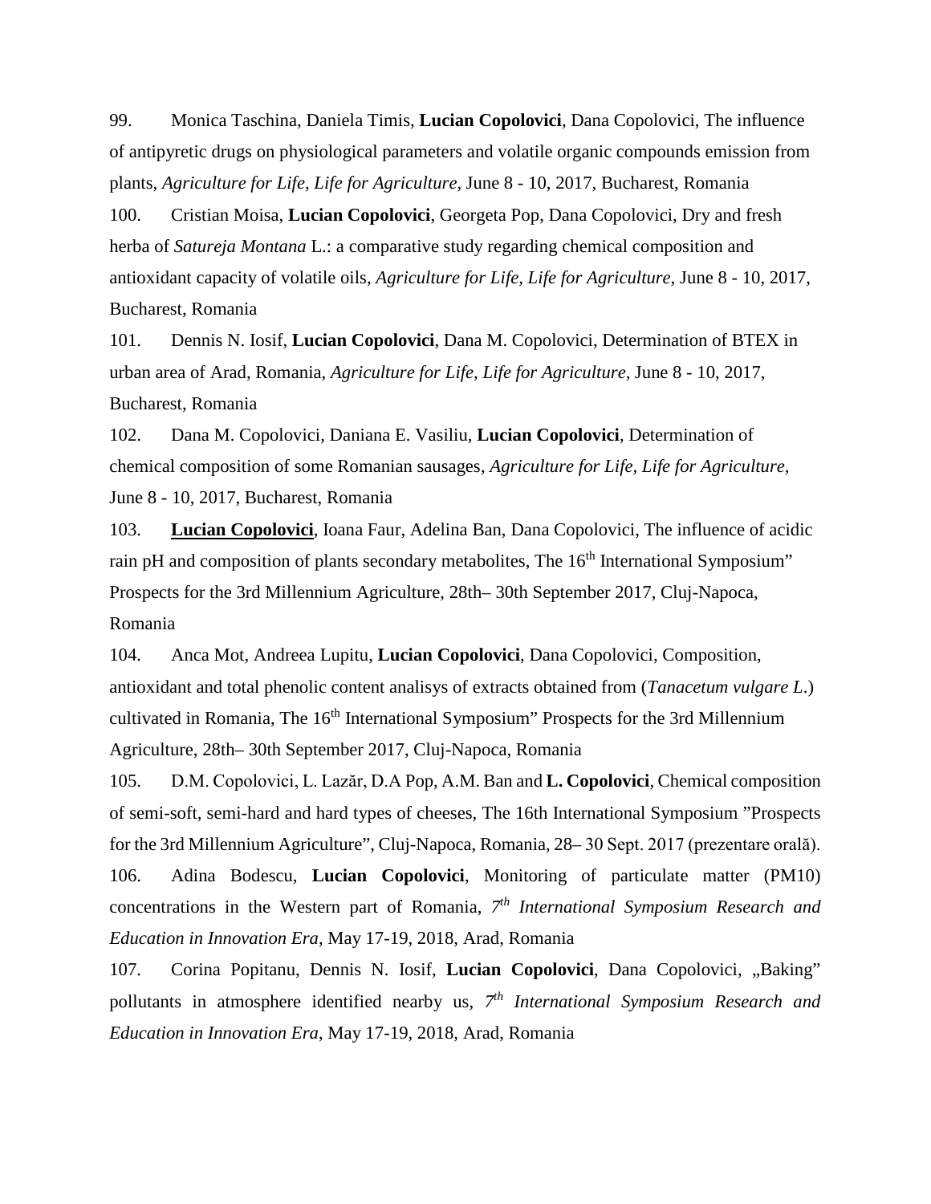99. Monica Taschina, Daniela Timis, **Lucian Copolovici**, Dana Copolovici, The influence of antipyretic drugs on physiological parameters and volatile organic compounds emission from plants, *Agriculture for Life, Life for Agriculture*, June 8 - 10, 2017, Bucharest, Romania

100. Cristian Moisa, **Lucian Copolovici**, Georgeta Pop, Dana Copolovici, Dry and fresh herba of *Satureja Montana* L.: a comparative study regarding chemical composition and antioxidant capacity of volatile oils, *Agriculture for Life, Life for Agriculture,* June 8 - 10, 2017, Bucharest, Romania

101. Dennis N. Iosif, **Lucian Copolovici**, Dana M. Copolovici, Determination of BTEX in urban area of Arad, Romania, *Agriculture for Life, Life for Agriculture*, June 8 - 10, 2017, Bucharest, Romania

102. Dana M. Copolovici, Daniana E. Vasiliu, **Lucian Copolovici**, Determination of chemical composition of some Romanian sausages, *Agriculture for Life, Life for Agriculture,* June 8 - 10, 2017, Bucharest, Romania

103. **Lucian Copolovici**, Ioana Faur, Adelina Ban, Dana Copolovici, The influence of acidic rain pH and composition of plants secondary metabolites, The 16th International Symposium" Prospects for the 3rd Millennium Agriculture, 28th– 30th September 2017, Cluj-Napoca, Romania

104. Anca Mot, Andreea Lupitu, **Lucian Copolovici**, Dana Copolovici, Composition, antioxidant and total phenolic content analisys of extracts obtained from (*Tanacetum vulgare L*.) cultivated in Romania, The 16th International Symposium" Prospects for the 3rd Millennium Agriculture, 28th– 30th September 2017, Cluj-Napoca, Romania

105. D.M. Copolovici, L. Lazăr, D.A Pop, A.M. Ban and **L. Copolovici**, Chemical composition of semi-soft, semi-hard and hard types of cheeses, The 16th International Symposium "Prospects for the 3rd Millennium Agriculture", Cluj-Napoca, Romania, 28– 30 Sept. 2017 (prezentare orală).

106. Adina Bodescu, **Lucian Copolovici**, Monitoring of particulate matter (PM10) concentrations in the Western part of Romania, *7th International Symposium Research and Education in Innovation Era*, May 17-19, 2018, Arad, Romania

107. Corina Popitanu, Dennis N. Iosif, **Lucian Copolovici**, Dana Copolovici, „Baking" pollutants in atmosphere identified nearby us, *7th International Symposium Research and Education in Innovation Era*, May 17-19, 2018, Arad, Romania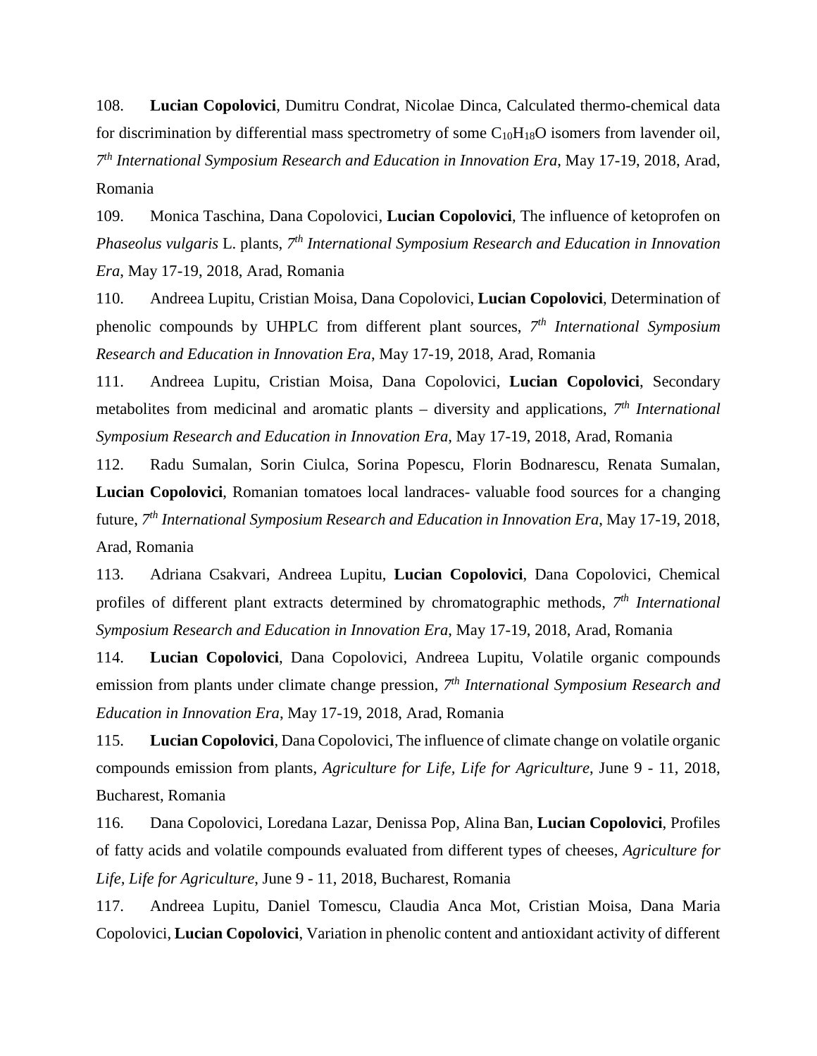108. **Lucian Copolovici**, Dumitru Condrat, Nicolae Dinca, Calculated thermo-chemical data for discrimination by differential mass spectrometry of some $C_{10}H_{18}O$ isomers from lavender oil, *7th International Symposium Research and Education in Innovation Era*, May 17-19, 2018, Arad, Romania

109. Monica Taschina, Dana Copolovici, **Lucian Copolovici**, The influence of ketoprofen on *Phaseolus vulgaris* L. plants, *7th International Symposium Research and Education in Innovation Era*, May 17-19, 2018, Arad, Romania

110. Andreea Lupitu, Cristian Moisa, Dana Copolovici, **Lucian Copolovici**, Determination of phenolic compounds by UHPLC from different plant sources, *7th International Symposium Research and Education in Innovation Era*, May 17-19, 2018, Arad, Romania

111. Andreea Lupitu, Cristian Moisa, Dana Copolovici, **Lucian Copolovici**, Secondary metabolites from medicinal and aromatic plants – diversity and applications, *7th International Symposium Research and Education in Innovation Era*, May 17-19, 2018, Arad, Romania

112. Radu Sumalan, Sorin Ciulca, Sorina Popescu, Florin Bodnarescu, Renata Sumalan, **Lucian Copolovici**, Romanian tomatoes local landraces- valuable food sources for a changing future, *7th International Symposium Research and Education in Innovation Era*, May 17-19, 2018, Arad, Romania

113. Adriana Csakvari, Andreea Lupitu, **Lucian Copolovici**, Dana Copolovici, Chemical profiles of different plant extracts determined by chromatographic methods, *7th International Symposium Research and Education in Innovation Era*, May 17-19, 2018, Arad, Romania

114. **Lucian Copolovici**, Dana Copolovici, Andreea Lupitu, Volatile organic compounds emission from plants under climate change pression, *7th International Symposium Research and Education in Innovation Era*, May 17-19, 2018, Arad, Romania

115. **Lucian Copolovici**, Dana Copolovici, The influence of climate change on volatile organic compounds emission from plants, *Agriculture for Life, Life for Agriculture*, June 9 - 11, 2018, Bucharest, Romania

116. Dana Copolovici, Loredana Lazar, Denissa Pop, Alina Ban, **Lucian Copolovici**, Profiles of fatty acids and volatile compounds evaluated from different types of cheeses, *Agriculture for Life, Life for Agriculture*, June 9 - 11, 2018, Bucharest, Romania

117. Andreea Lupitu, Daniel Tomescu, Claudia Anca Mot, Cristian Moisa, Dana Maria Copolovici, **Lucian Copolovici**, Variation in phenolic content and antioxidant activity of different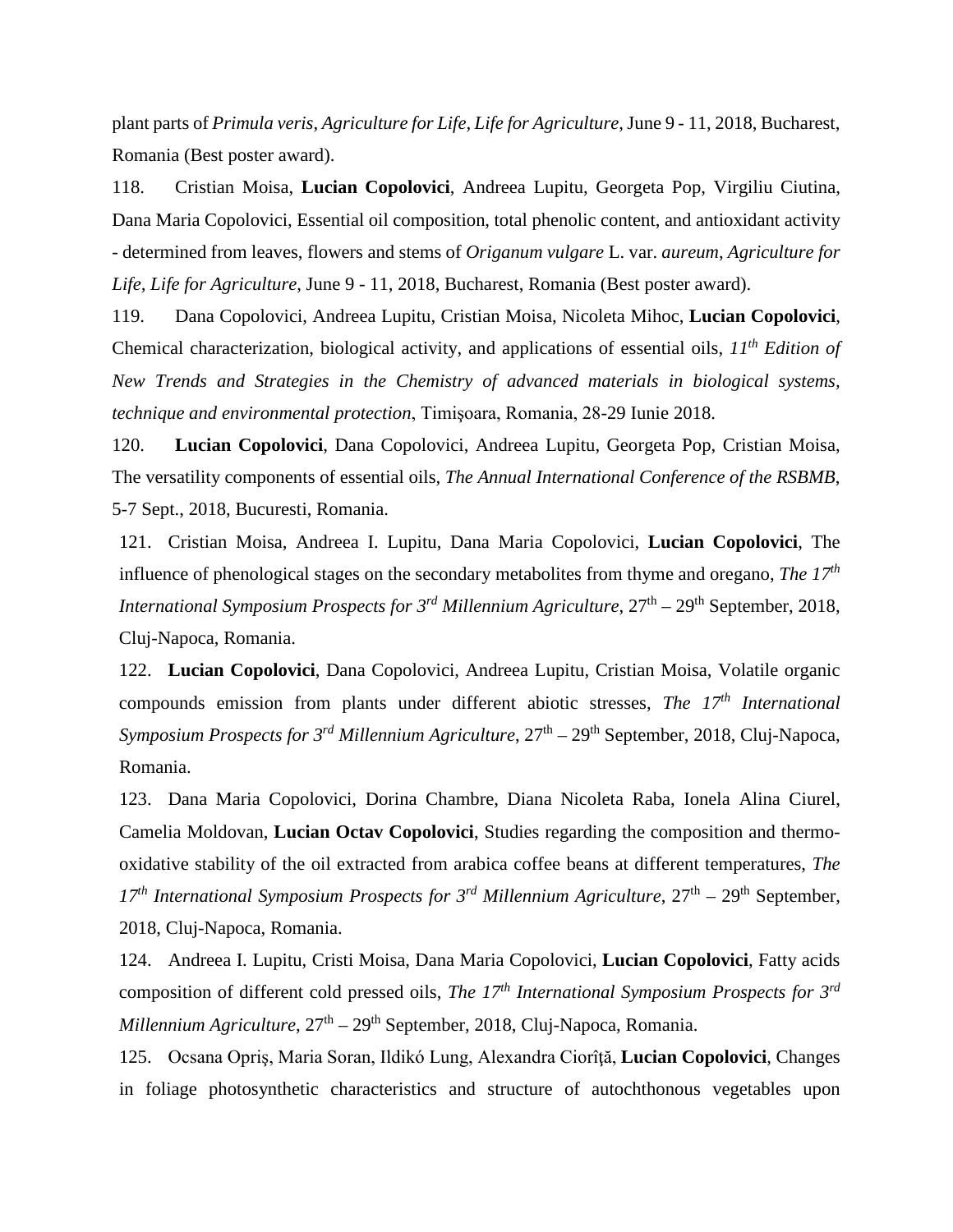plant parts of *Primula veris*, *Agriculture for Life, Life for Agriculture*, June 9 - 11, 2018, Bucharest, Romania (Best poster award).

118. Cristian Moisa, **Lucian Copolovici**, Andreea Lupitu, Georgeta Pop, Virgiliu Ciutina, Dana Maria Copolovici, Essential oil composition, total phenolic content, and antioxidant activity - determined from leaves, flowers and stems of *Origanum vulgare* L. var. *aureum*, *Agriculture for Life, Life for Agriculture*, June 9 - 11, 2018, Bucharest, Romania (Best poster award).

119. Dana Copolovici, Andreea Lupitu, Cristian Moisa, Nicoleta Mihoc, **Lucian Copolovici**, Chemical characterization, biological activity, and applications of essential oils, *11th Edition of New Trends and Strategies in the Chemistry of advanced materials in biological systems, technique and environmental protection*, Timişoara, Romania, 28-29 Iunie 2018.

120. **Lucian Copolovici**, Dana Copolovici, Andreea Lupitu, Georgeta Pop, Cristian Moisa, The versatility components of essential oils, *The Annual International Conference of the RSBMB*, 5-7 Sept., 2018, Bucuresti, Romania.

121. Cristian Moisa, Andreea I. Lupitu, Dana Maria Copolovici, **Lucian Copolovici**, The influence of phenological stages on the secondary metabolites from thyme and oregano, *The 17th International Symposium Prospects for 3rd Millennium Agriculture*, 27th – 29th September, 2018, Cluj-Napoca, Romania.

122. **Lucian Copolovici**, Dana Copolovici, Andreea Lupitu, Cristian Moisa, Volatile organic compounds emission from plants under different abiotic stresses, *The 17th International Symposium Prospects for 3rd Millennium Agriculture*, 27th – 29th September, 2018, Cluj-Napoca, Romania.

123. Dana Maria Copolovici, Dorina Chambre, Diana Nicoleta Raba, Ionela Alina Ciurel, Camelia Moldovan, **Lucian Octav Copolovici**, Studies regarding the composition and thermo-oxidative stability of the oil extracted from arabica coffee beans at different temperatures, *The 17th International Symposium Prospects for 3rd Millennium Agriculture*, 27th – 29th September, 2018, Cluj-Napoca, Romania.

124. Andreea I. Lupitu, Cristi Moisa, Dana Maria Copolovici, **Lucian Copolovici**, Fatty acids composition of different cold pressed oils, *The 17th International Symposium Prospects for 3rd Millennium Agriculture*, 27th – 29th September, 2018, Cluj-Napoca, Romania.

125. Ocsana Opriş, Maria Soran, Ildikó Lung, Alexandra Ciorîţă, **Lucian Copolovici**, Changes in foliage photosynthetic characteristics and structure of autochthonous vegetables upon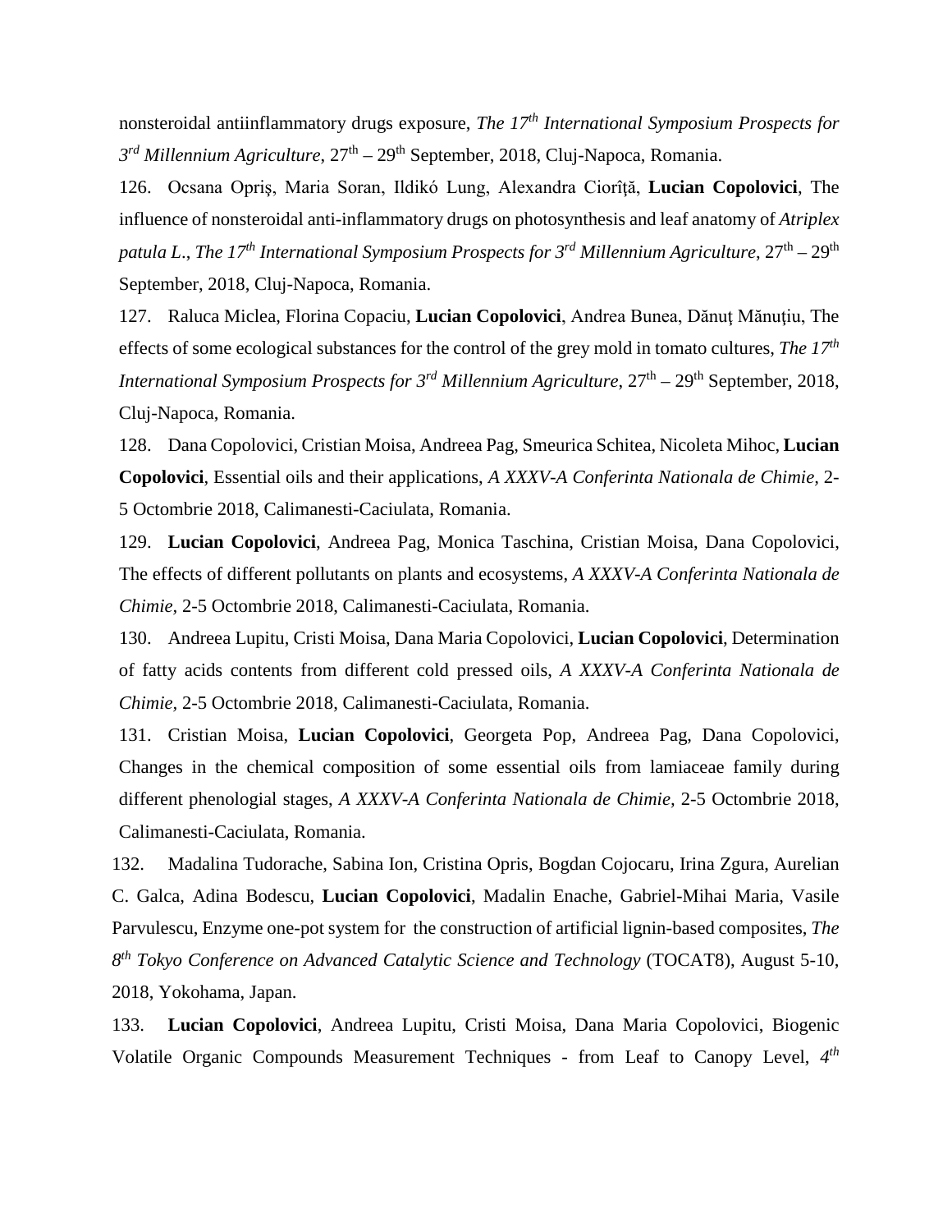nonsteroidal antiinflammatory drugs exposure, *The 17th International Symposium Prospects for 3rd Millennium Agriculture*, 27th – 29th September, 2018, Cluj-Napoca, Romania.

126. Ocsana Opriş, Maria Soran, Ildikó Lung, Alexandra Ciorîță, **Lucian Copolovici**, The influence of nonsteroidal anti-inflammatory drugs on photosynthesis and leaf anatomy of *Atriplex patula L*., *The 17th International Symposium Prospects for 3rd Millennium Agriculture*, 27th – 29th September, 2018, Cluj-Napoca, Romania.

127. Raluca Miclea, Florina Copaciu, **Lucian Copolovici**, Andrea Bunea, Dănuţ Mănuţiu, The effects of some ecological substances for the control of the grey mold in tomato cultures, *The 17th International Symposium Prospects for 3rd Millennium Agriculture*, 27th – 29th September, 2018, Cluj-Napoca, Romania.

128. Dana Copolovici, Cristian Moisa, Andreea Pag, Smeurica Schitea, Nicoleta Mihoc, **Lucian Copolovici**, Essential oils and their applications, *A XXXV-A Conferinta Nationala de Chimie*, 2-5 Octombrie 2018, Calimanesti-Caciulata, Romania.

129. **Lucian Copolovici**, Andreea Pag, Monica Taschina, Cristian Moisa, Dana Copolovici, The effects of different pollutants on plants and ecosystems, *A XXXV-A Conferinta Nationala de Chimie*, 2-5 Octombrie 2018, Calimanesti-Caciulata, Romania.

130. Andreea Lupitu, Cristi Moisa, Dana Maria Copolovici, **Lucian Copolovici**, Determination of fatty acids contents from different cold pressed oils, *A XXXV-A Conferinta Nationala de Chimie*, 2-5 Octombrie 2018, Calimanesti-Caciulata, Romania.

131. Cristian Moisa, **Lucian Copolovici**, Georgeta Pop, Andreea Pag, Dana Copolovici, Changes in the chemical composition of some essential oils from lamiaceae family during different phenologial stages, *A XXXV-A Conferinta Nationala de Chimie*, 2-5 Octombrie 2018, Calimanesti-Caciulata, Romania.

132. Madalina Tudorache, Sabina Ion, Cristina Opris, Bogdan Cojocaru, Irina Zgura, Aurelian C. Galca, Adina Bodescu, **Lucian Copolovici**, Madalin Enache, Gabriel-Mihai Maria, Vasile Parvulescu, Enzyme one-pot system for the construction of artificial lignin-based composites, *The 8th Tokyo Conference on Advanced Catalytic Science and Technology* (TOCAT8), August 5-10, 2018, Yokohama, Japan.

133. **Lucian Copolovici**, Andreea Lupitu, Cristi Moisa, Dana Maria Copolovici, Biogenic Volatile Organic Compounds Measurement Techniques - from Leaf to Canopy Level, *4th*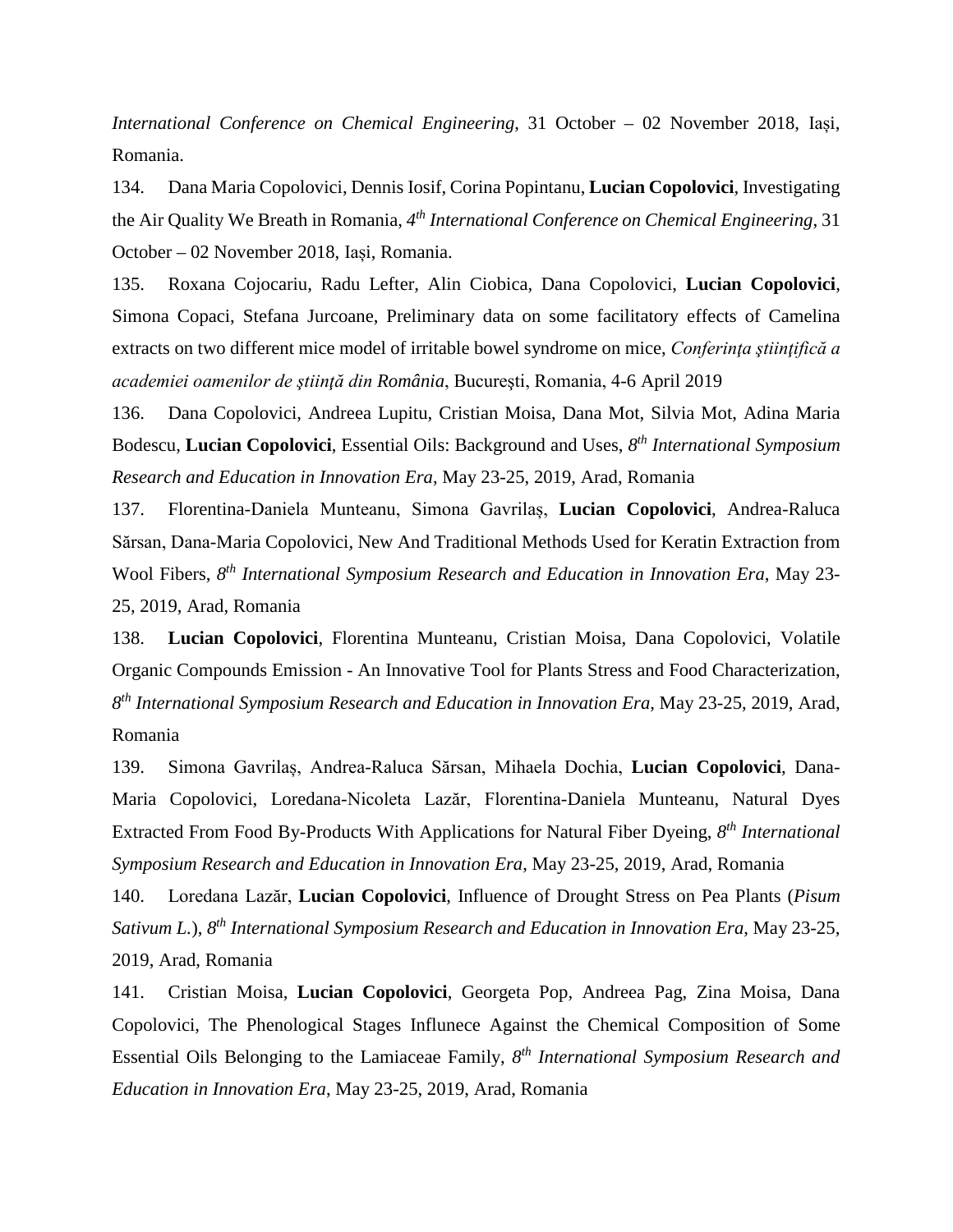*International Conference on Chemical Engineering*, 31 October – 02 November 2018, Iași, Romania.

134. Dana Maria Copolovici, Dennis Iosif, Corina Popintanu, **Lucian Copolovici**, Investigating the Air Quality We Breath in Romania, *4th International Conference on Chemical Engineering*, 31 October – 02 November 2018, Iași, Romania.

135. Roxana Cojocariu, Radu Lefter, Alin Ciobica, Dana Copolovici, **Lucian Copolovici**, Simona Copaci, Stefana Jurcoane, Preliminary data on some facilitatory effects of Camelina extracts on two different mice model of irritable bowel syndrome on mice, *Conferința științifică a academiei oamenilor de știință din România*, București, Romania, 4-6 April 2019

136. Dana Copolovici, Andreea Lupitu, Cristian Moisa, Dana Mot, Silvia Mot, Adina Maria Bodescu, **Lucian Copolovici**, Essential Oils: Background and Uses, *8th International Symposium Research and Education in Innovation Era*, May 23-25, 2019, Arad, Romania

137. Florentina-Daniela Munteanu, Simona Gavrilaș, **Lucian Copolovici**, Andrea-Raluca Sărsan, Dana-Maria Copolovici, New And Traditional Methods Used for Keratin Extraction from Wool Fibers, *8th International Symposium Research and Education in Innovation Era*, May 23-25, 2019, Arad, Romania

138. **Lucian Copolovici**, Florentina Munteanu, Cristian Moisa, Dana Copolovici, Volatile Organic Compounds Emission - An Innovative Tool for Plants Stress and Food Characterization, *8th International Symposium Research and Education in Innovation Era*, May 23-25, 2019, Arad, Romania

139. Simona Gavrilaș, Andrea-Raluca Sărsan, Mihaela Dochia, **Lucian Copolovici**, Dana-Maria Copolovici, Loredana-Nicoleta Lazăr, Florentina-Daniela Munteanu, Natural Dyes Extracted From Food By-Products With Applications for Natural Fiber Dyeing, *8th International Symposium Research and Education in Innovation Era*, May 23-25, 2019, Arad, Romania

140. Loredana Lazăr, **Lucian Copolovici**, Influence of Drought Stress on Pea Plants (*Pisum Sativum L.*), *8th International Symposium Research and Education in Innovation Era*, May 23-25, 2019, Arad, Romania

141. Cristian Moisa, **Lucian Copolovici**, Georgeta Pop, Andreea Pag, Zina Moisa, Dana Copolovici, The Phenological Stages Influnece Against the Chemical Composition of Some Essential Oils Belonging to the Lamiaceae Family, *8th International Symposium Research and Education in Innovation Era*, May 23-25, 2019, Arad, Romania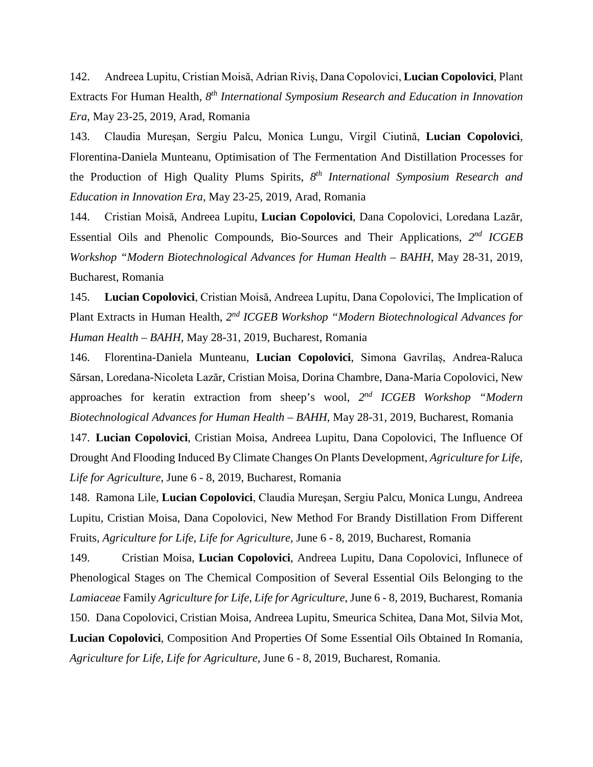142. Andreea Lupitu, Cristian Moisă, Adrian Riviș, Dana Copolovici, **Lucian Copolovici**, Plant Extracts For Human Health, *8th International Symposium Research and Education in Innovation Era*, May 23-25, 2019, Arad, Romania

143. Claudia Mureșan, Sergiu Palcu, Monica Lungu, Virgil Ciutină, **Lucian Copolovici**, Florentina-Daniela Munteanu, Optimisation of The Fermentation And Distillation Processes for the Production of High Quality Plums Spirits, *8th International Symposium Research and Education in Innovation Era*, May 23-25, 2019, Arad, Romania

144. Cristian Moisă, Andreea Lupitu, **Lucian Copolovici**, Dana Copolovici, Loredana Lazăr, Essential Oils and Phenolic Compounds, Bio-Sources and Their Applications, *2nd ICGEB Workshop "Modern Biotechnological Advances for Human Health – BAHH*, May 28-31, 2019, Bucharest, Romania

145. **Lucian Copolovici**, Cristian Moisă, Andreea Lupitu, Dana Copolovici, The Implication of Plant Extracts in Human Health, *2nd ICGEB Workshop "Modern Biotechnological Advances for Human Health – BAHH*, May 28-31, 2019, Bucharest, Romania

146. Florentina-Daniela Munteanu, **Lucian Copolovici**, Simona Gavrilaș, Andrea-Raluca Sărsan, Loredana-Nicoleta Lazăr, Cristian Moisa, Dorina Chambre, Dana-Maria Copolovici, New approaches for keratin extraction from sheep's wool, *2nd ICGEB Workshop "Modern Biotechnological Advances for Human Health – BAHH*, May 28-31, 2019, Bucharest, Romania

147. **Lucian Copolovici**, Cristian Moisa, Andreea Lupitu, Dana Copolovici, The Influence Of Drought And Flooding Induced By Climate Changes On Plants Development, *Agriculture for Life, Life for Agriculture*, June 6 - 8, 2019, Bucharest, Romania

148. Ramona Lile, **Lucian Copolovici**, Claudia Mureşan, Sergiu Palcu, Monica Lungu, Andreea Lupitu, Cristian Moisa, Dana Copolovici, New Method For Brandy Distillation From Different Fruits, *Agriculture for Life, Life for Agriculture*, June 6 - 8, 2019, Bucharest, Romania

149. Cristian Moisa, **Lucian Copolovici**, Andreea Lupitu, Dana Copolovici, Influnece of Phenological Stages on The Chemical Composition of Several Essential Oils Belonging to the *Lamiaceae* Family *Agriculture for Life, Life for Agriculture*, June 6 - 8, 2019, Bucharest, Romania

150. Dana Copolovici, Cristian Moisa, Andreea Lupitu, Smeurica Schitea, Dana Mot, Silvia Mot, **Lucian Copolovici**, Composition And Properties Of Some Essential Oils Obtained In Romania, *Agriculture for Life, Life for Agriculture*, June 6 - 8, 2019, Bucharest, Romania.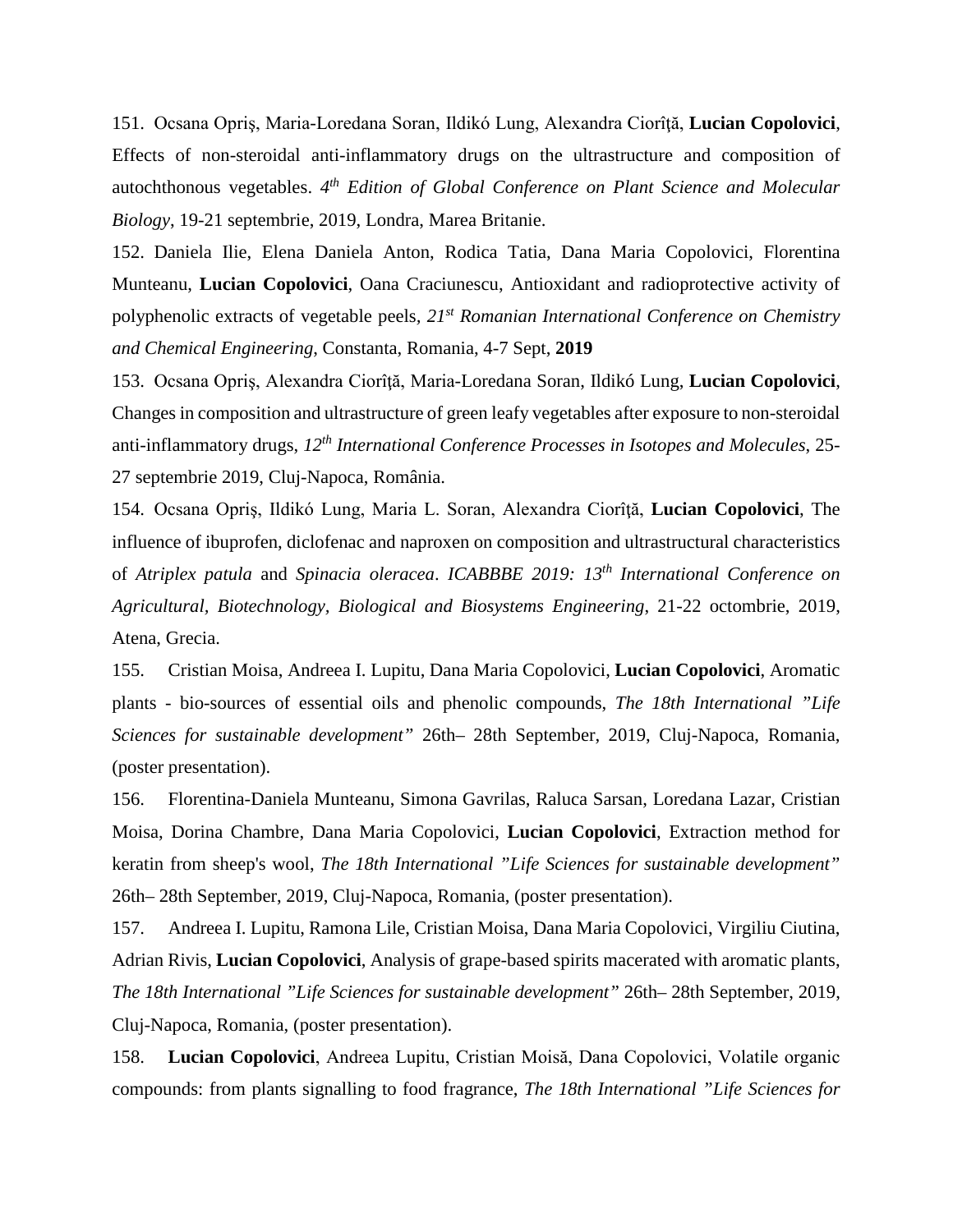151. Ocsana Opriş, Maria-Loredana Soran, Ildikó Lung, Alexandra Ciorîţă, **Lucian Copolovici**, Effects of non-steroidal anti-inflammatory drugs on the ultrastructure and composition of autochthonous vegetables. *4th Edition of Global Conference on Plant Science and Molecular Biology*, 19-21 septembrie, 2019, Londra, Marea Britanie.

152. Daniela Ilie, Elena Daniela Anton, Rodica Tatia, Dana Maria Copolovici, Florentina Munteanu, **Lucian Copolovici**, Oana Craciunescu, Antioxidant and radioprotective activity of polyphenolic extracts of vegetable peels, *21st Romanian International Conference on Chemistry and Chemical Engineering*, Constanta, Romania, 4-7 Sept, **2019**

153. Ocsana Opriş, Alexandra Ciorîţă, Maria-Loredana Soran, Ildikó Lung, **Lucian Copolovici**, Changes in composition and ultrastructure of green leafy vegetables after exposure to non-steroidal anti-inflammatory drugs, *12th International Conference Processes in Isotopes and Molecules*, 25-27 septembrie 2019, Cluj-Napoca, România.

154. Ocsana Opriş, Ildikó Lung, Maria L. Soran, Alexandra Ciorîţă, **Lucian Copolovici**, The influence of ibuprofen, diclofenac and naproxen on composition and ultrastructural characteristics of *Atriplex patula* and *Spinacia oleracea*. *ICABBBE 2019: 13th International Conference on Agricultural, Biotechnology, Biological and Biosystems Engineering*, 21-22 octombrie, 2019, Atena, Grecia.

155. Cristian Moisa, Andreea I. Lupitu, Dana Maria Copolovici, **Lucian Copolovici**, Aromatic plants - bio-sources of essential oils and phenolic compounds, *The 18th International "Life Sciences for sustainable development"* 26th– 28th September, 2019, Cluj-Napoca, Romania, (poster presentation).

156. Florentina-Daniela Munteanu, Simona Gavrilas, Raluca Sarsan, Loredana Lazar, Cristian Moisa, Dorina Chambre, Dana Maria Copolovici, **Lucian Copolovici**, Extraction method for keratin from sheep's wool, *The 18th International "Life Sciences for sustainable development"* 26th– 28th September, 2019, Cluj-Napoca, Romania, (poster presentation).

157. Andreea I. Lupitu, Ramona Lile, Cristian Moisa, Dana Maria Copolovici, Virgiliu Ciutina, Adrian Rivis, **Lucian Copolovici**, Analysis of grape-based spirits macerated with aromatic plants, *The 18th International "Life Sciences for sustainable development"* 26th– 28th September, 2019, Cluj-Napoca, Romania, (poster presentation).

158. **Lucian Copolovici**, Andreea Lupitu, Cristian Moisă, Dana Copolovici, Volatile organic compounds: from plants signalling to food fragrance, *The 18th International "Life Sciences for*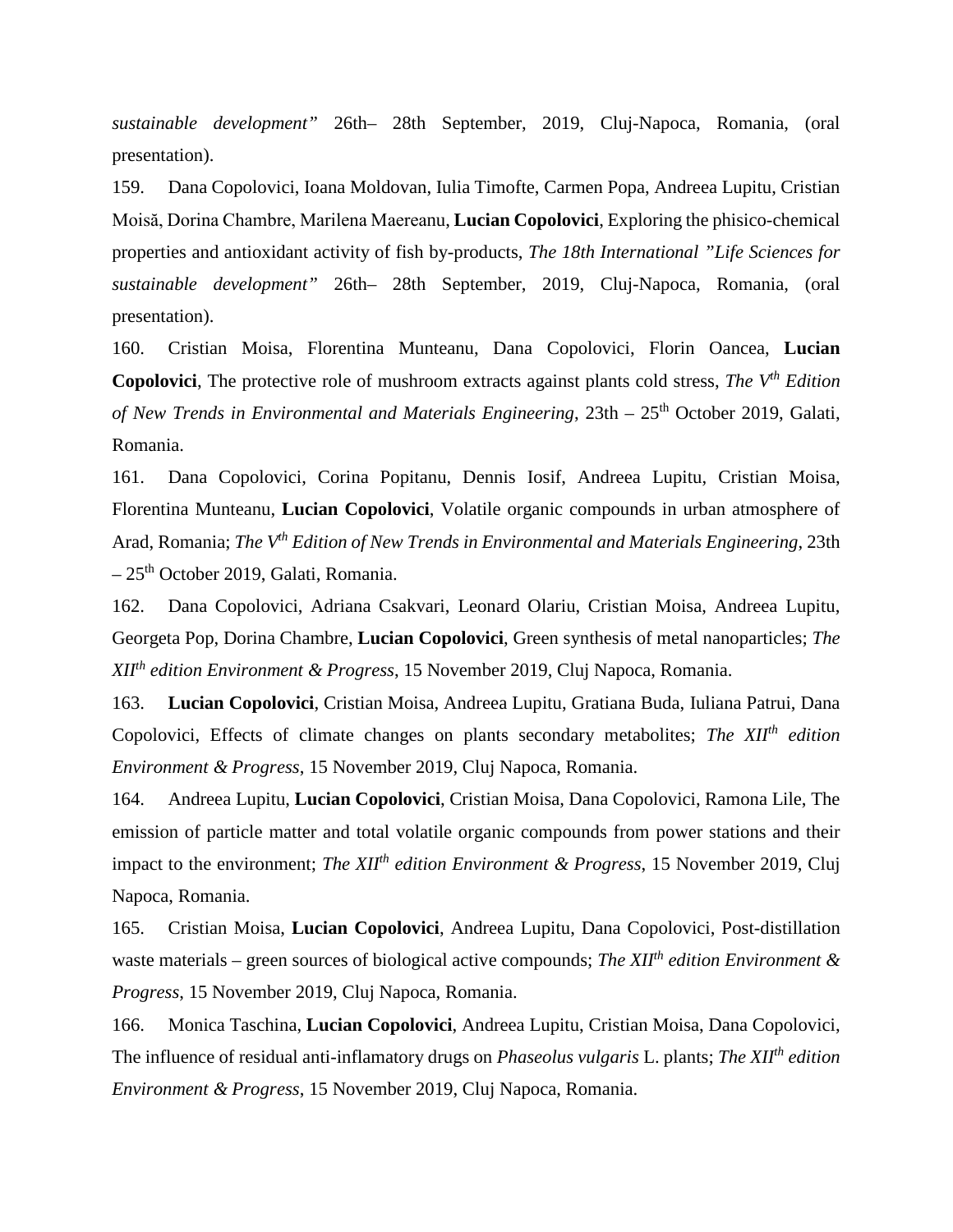*sustainable development"* 26th– 28th September, 2019, Cluj-Napoca, Romania, (oral presentation).

159. Dana Copolovici, Ioana Moldovan, Iulia Timofte, Carmen Popa, Andreea Lupitu, Cristian Moisă, Dorina Chambre, Marilena Maereanu, **Lucian Copolovici**, Exploring the phisico-chemical properties and antioxidant activity of fish by-products, *The 18th International "Life Sciences for sustainable development"* 26th– 28th September, 2019, Cluj-Napoca, Romania, (oral presentation).

160. Cristian Moisa, Florentina Munteanu, Dana Copolovici, Florin Oancea, **Lucian Copolovici**, The protective role of mushroom extracts against plants cold stress, *The V^th^ Edition of New Trends in Environmental and Materials Engineering*, 23th – 25^th^ October 2019, Galati, Romania.

161. Dana Copolovici, Corina Popitanu, Dennis Iosif, Andreea Lupitu, Cristian Moisa, Florentina Munteanu, **Lucian Copolovici**, Volatile organic compounds in urban atmosphere of Arad, Romania; *The V^th^ Edition of New Trends in Environmental and Materials Engineering*, 23th – 25^th^ October 2019, Galati, Romania.

162. Dana Copolovici, Adriana Csakvari, Leonard Olariu, Cristian Moisa, Andreea Lupitu, Georgeta Pop, Dorina Chambre, **Lucian Copolovici**, Green synthesis of metal nanoparticles; *The XII^th^ edition Environment & Progress*, 15 November 2019, Cluj Napoca, Romania.

163. **Lucian Copolovici**, Cristian Moisa, Andreea Lupitu, Gratiana Buda, Iuliana Patrui, Dana Copolovici, Effects of climate changes on plants secondary metabolites; *The XII^th^ edition Environment & Progress*, 15 November 2019, Cluj Napoca, Romania.

164. Andreea Lupitu, **Lucian Copolovici**, Cristian Moisa, Dana Copolovici, Ramona Lile, The emission of particle matter and total volatile organic compounds from power stations and their impact to the environment; *The XII^th^ edition Environment & Progress*, 15 November 2019, Cluj Napoca, Romania.

165. Cristian Moisa, **Lucian Copolovici**, Andreea Lupitu, Dana Copolovici, Post-distillation waste materials – green sources of biological active compounds; *The XII^th^ edition Environment & Progress*, 15 November 2019, Cluj Napoca, Romania.

166. Monica Taschina, **Lucian Copolovici**, Andreea Lupitu, Cristian Moisa, Dana Copolovici, The influence of residual anti-inflamatory drugs on *Phaseolus vulgaris* L. plants; *The XII^th^ edition Environment & Progress*, 15 November 2019, Cluj Napoca, Romania.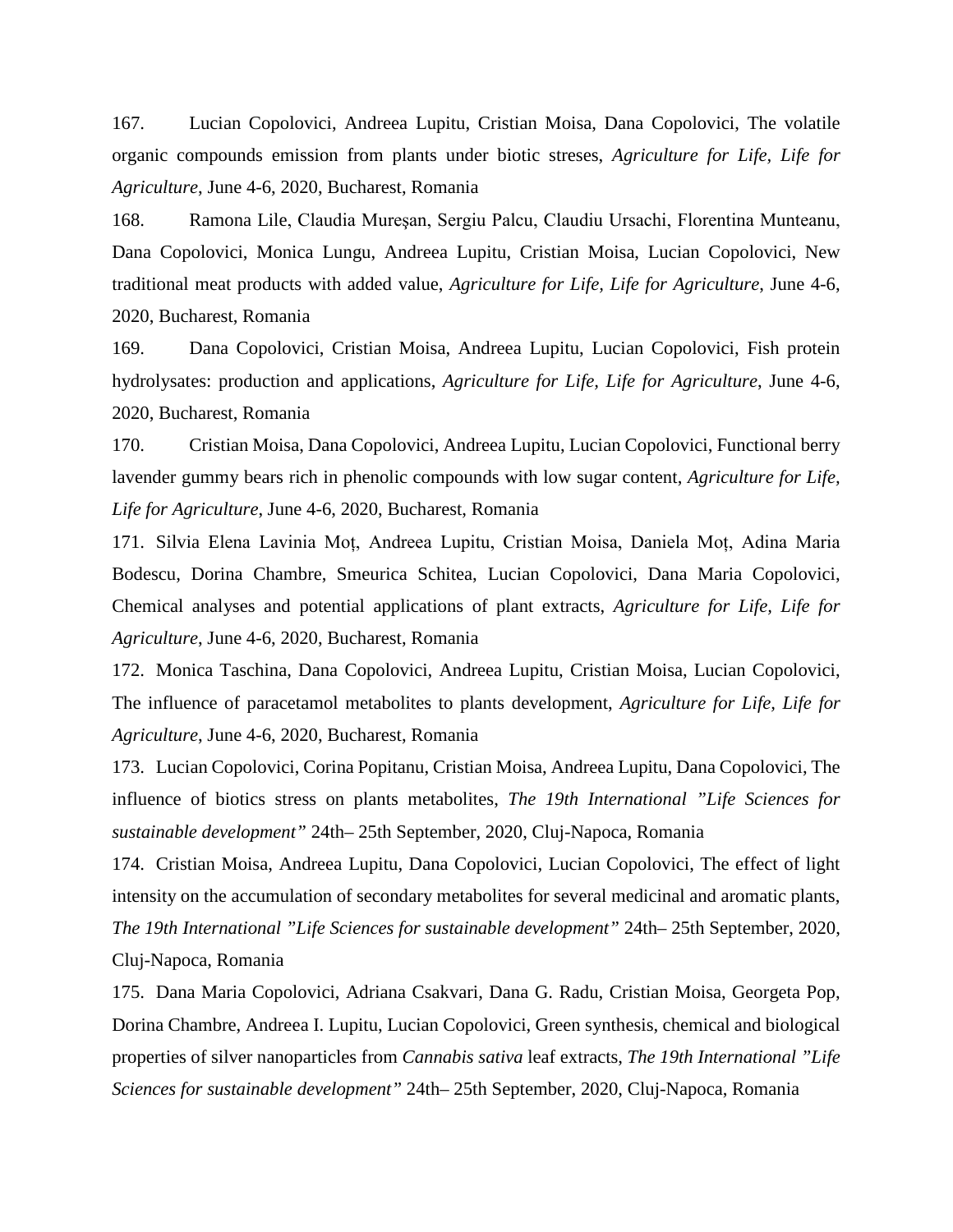167. Lucian Copolovici, Andreea Lupitu, Cristian Moisa, Dana Copolovici, The volatile organic compounds emission from plants under biotic streses, *Agriculture for Life, Life for Agriculture*, June 4-6, 2020, Bucharest, Romania

168. Ramona Lile, Claudia Mureșan, Sergiu Palcu, Claudiu Ursachi, Florentina Munteanu, Dana Copolovici, Monica Lungu, Andreea Lupitu, Cristian Moisa, Lucian Copolovici, New traditional meat products with added value, *Agriculture for Life, Life for Agriculture*, June 4-6, 2020, Bucharest, Romania

169. Dana Copolovici, Cristian Moisa, Andreea Lupitu, Lucian Copolovici, Fish protein hydrolysates: production and applications, *Agriculture for Life, Life for Agriculture*, June 4-6, 2020, Bucharest, Romania

170. Cristian Moisa, Dana Copolovici, Andreea Lupitu, Lucian Copolovici, Functional berry lavender gummy bears rich in phenolic compounds with low sugar content, *Agriculture for Life, Life for Agriculture*, June 4-6, 2020, Bucharest, Romania

171. Silvia Elena Lavinia Moț, Andreea Lupitu, Cristian Moisa, Daniela Moț, Adina Maria Bodescu, Dorina Chambre, Smeurica Schitea, Lucian Copolovici, Dana Maria Copolovici, Chemical analyses and potential applications of plant extracts, *Agriculture for Life, Life for Agriculture*, June 4-6, 2020, Bucharest, Romania

172. Monica Taschina, Dana Copolovici, Andreea Lupitu, Cristian Moisa, Lucian Copolovici, The influence of paracetamol metabolites to plants development, *Agriculture for Life, Life for Agriculture*, June 4-6, 2020, Bucharest, Romania

173. Lucian Copolovici, Corina Popitanu, Cristian Moisa, Andreea Lupitu, Dana Copolovici, The influence of biotics stress on plants metabolites, *The 19th International "Life Sciences for sustainable development"* 24th– 25th September, 2020, Cluj-Napoca, Romania

174. Cristian Moisa, Andreea Lupitu, Dana Copolovici, Lucian Copolovici, The effect of light intensity on the accumulation of secondary metabolites for several medicinal and aromatic plants, *The 19th International "Life Sciences for sustainable development"* 24th– 25th September, 2020, Cluj-Napoca, Romania

175. Dana Maria Copolovici, Adriana Csakvari, Dana G. Radu, Cristian Moisa, Georgeta Pop, Dorina Chambre, Andreea I. Lupitu, Lucian Copolovici, Green synthesis, chemical and biological properties of silver nanoparticles from *Cannabis sativa* leaf extracts, *The 19th International "Life Sciences for sustainable development"* 24th– 25th September, 2020, Cluj-Napoca, Romania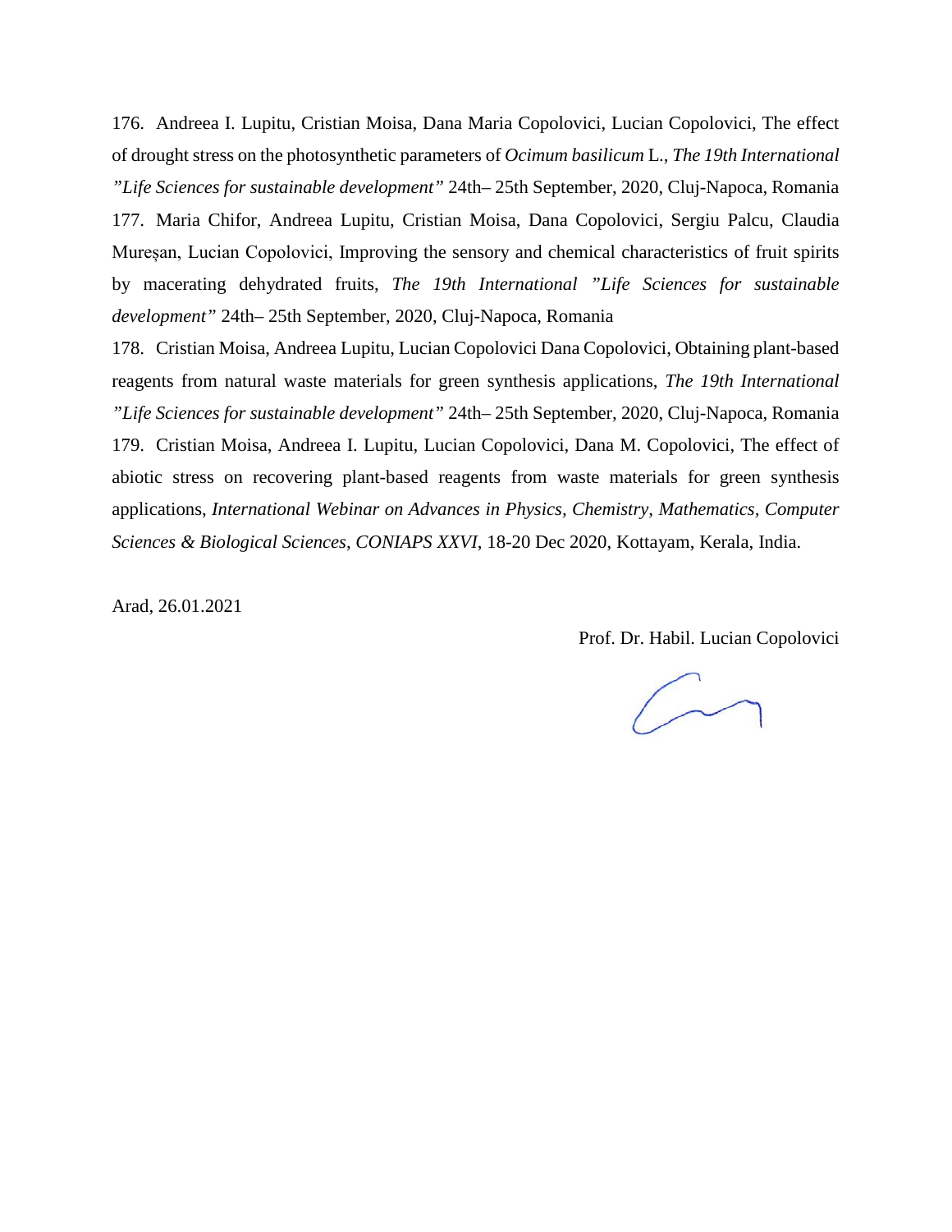176. Andreea I. Lupitu, Cristian Moisa, Dana Maria Copolovici, Lucian Copolovici, The effect of drought stress on the photosynthetic parameters of *Ocimum basilicum* L., *The 19th International ”Life Sciences for sustainable development”* 24th– 25th September, 2020, Cluj-Napoca, Romania

177. Maria Chifor, Andreea Lupitu, Cristian Moisa, Dana Copolovici, Sergiu Palcu, Claudia Mureșan, Lucian Copolovici, Improving the sensory and chemical characteristics of fruit spirits by macerating dehydrated fruits, *The 19th International ”Life Sciences for sustainable development”* 24th– 25th September, 2020, Cluj-Napoca, Romania

178. Cristian Moisa, Andreea Lupitu, Lucian Copolovici Dana Copolovici, Obtaining plant-based reagents from natural waste materials for green synthesis applications, *The 19th International ”Life Sciences for sustainable development”* 24th– 25th September, 2020, Cluj-Napoca, Romania

179. Cristian Moisa, Andreea I. Lupitu, Lucian Copolovici, Dana M. Copolovici, The effect of abiotic stress on recovering plant-based reagents from waste materials for green synthesis applications, *International Webinar on Advances in Physics, Chemistry, Mathematics, Computer Sciences & Biological Sciences, CONIAPS XXVI*, 18-20 Dec 2020, Kottayam, Kerala, India.

Arad, 26.01.2021

Prof. Dr. Habil. Lucian Copolovici